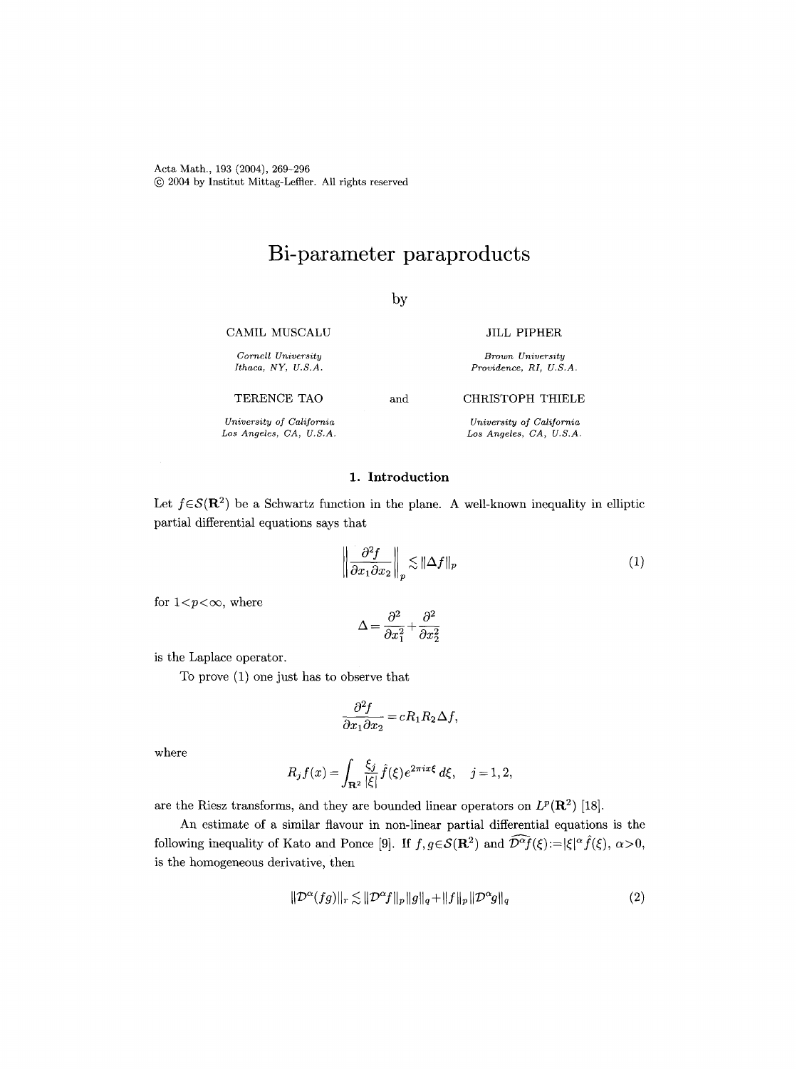Acta Math., 193 (2004), 269–296
© 2004 by Institut Mittag-Leffler. All rights reserved

# Bi-parameter paraproducts

by

CAMIL MUSCALU
*Cornell University*
*Ithaca, NY, U.S.A.*

JILL PIPHER
*Brown University*
*Providence, RI, U.S.A.*

TERENCE TAO
*University of California*
*Los Angeles, CA, U.S.A.*

and

CHRISTOPH THIELE
*University of California*
*Los Angeles, CA, U.S.A.*

## 1. Introduction

Let $f \in \mathcal{S}(\mathbf{R}^2)$ be a Schwartz function in the plane. A well-known inequality in elliptic partial differential equations says that

$$\left\| \frac{\partial^2 f}{\partial x_1 \partial x_2} \right\|_p \lesssim \|\Delta f\|_p \tag{1}$$

for $1 < p < \infty$, where

$$\Delta = \frac{\partial^2}{\partial x_1^2} + \frac{\partial^2}{\partial x_2^2}$$

is the Laplace operator.

To prove (1) one just has to observe that

$$\frac{\partial^2 f}{\partial x_1 \partial x_2} = c R_1 R_2 \Delta f,$$

where

$$R_j f(x) = \int_{\mathbf{R}^2} \frac{\xi_j}{|\xi|} \hat{f}(\xi) e^{2\pi i x \xi} \, d\xi, \quad j = 1, 2,$$

are the Riesz transforms, and they are bounded linear operators on $L^p(\mathbf{R}^2)$ [18].

An estimate of a similar flavour in non-linear partial differential equations is the following inequality of Kato and Ponce [9]. If $f, g \in \mathcal{S}(\mathbf{R}^2)$ and $\widehat{\mathcal{D}^\alpha f}(\xi) := |\xi|^\alpha \hat{f}(\xi)$, $\alpha > 0$, is the homogeneous derivative, then

$$\|\mathcal{D}^\alpha (fg)\|_r \lesssim \|\mathcal{D}^\alpha f\|_p \|g\|_q + \|f\|_p \|\mathcal{D}^\alpha g\|_q \tag{2}$$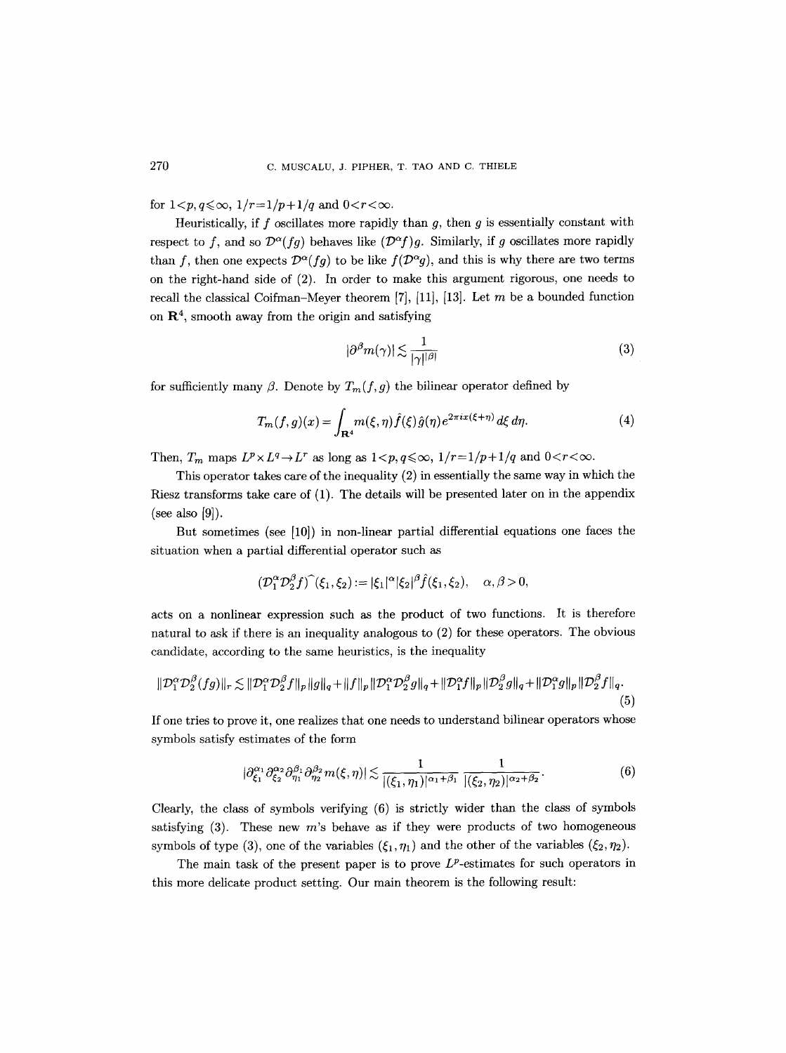for $1<p,q\leqslant\infty$, $1/r=1/p+1/q$ and $0<r<\infty$.

Heuristically, if $f$ oscillates more rapidly than $g$, then $g$ is essentially constant with respect to $f$, and so $\mathcal{D}^\alpha(fg)$ behaves like $(\mathcal{D}^\alpha f)g$. Similarly, if $g$ oscillates more rapidly than $f$, then one expects $\mathcal{D}^\alpha(fg)$ to be like $f(\mathcal{D}^\alpha g)$, and this is why there are two terms on the right-hand side of (2). In order to make this argument rigorous, one needs to recall the classical Coifman–Meyer theorem [7], [11], [13]. Let $m$ be a bounded function on $\mathbf{R}^4$, smooth away from the origin and satisfying

$$|\partial^\beta m(\gamma)| \lesssim \frac{1}{|\gamma|^{|\beta|}} \tag{3}$$

for sufficiently many $\beta$. Denote by $T_m(f,g)$ the bilinear operator defined by

$$T_m(f,g)(x)=\int_{\mathbf{R}^4} m(\xi,\eta)\hat{f}(\xi)\hat{g}(\eta)e^{2\pi i x(\xi+\eta)}\,d\xi\,d\eta. \tag{4}$$

Then, $T_m$ maps $L^p\times L^q\to L^r$ as long as $1<p,q\leqslant\infty$, $1/r=1/p+1/q$ and $0<r<\infty$.

This operator takes care of the inequality (2) in essentially the same way in which the Riesz transforms take care of (1). The details will be presented later on in the appendix (see also [9]).

But sometimes (see [10]) in non-linear partial differential equations one faces the situation when a partial differential operator such as

$$(\mathcal{D}_1^\alpha\mathcal{D}_2^\beta f)\widehat{\ }(\xi_1,\xi_2):=|\xi_1|^\alpha|\xi_2|^\beta\hat{f}(\xi_1,\xi_2),\quad \alpha,\beta>0,$$

acts on a nonlinear expression such as the product of two functions. It is therefore natural to ask if there is an inequality analogous to (2) for these operators. The obvious candidate, according to the same heuristics, is the inequality

$$\|\mathcal{D}_1^\alpha\mathcal{D}_2^\beta(fg)\|_r \lesssim \|\mathcal{D}_1^\alpha\mathcal{D}_2^\beta f\|_p\|g\|_q+\|f\|_p\|\mathcal{D}_1^\alpha\mathcal{D}_2^\beta g\|_q+\|\mathcal{D}_1^\alpha f\|_p\|\mathcal{D}_2^\beta g\|_q+\|\mathcal{D}_1^\alpha g\|_p\|\mathcal{D}_2^\beta f\|_q. \tag{5}$$

If one tries to prove it, one realizes that one needs to understand bilinear operators whose symbols satisfy estimates of the form

$$|\partial_{\xi_1}^{\alpha_1}\partial_{\xi_2}^{\alpha_2}\partial_{\eta_1}^{\beta_1}\partial_{\eta_2}^{\beta_2}m(\xi,\eta)| \lesssim \frac{1}{|(\xi_1,\eta_1)|^{\alpha_1+\beta_1}}\,\frac{1}{|(\xi_2,\eta_2)|^{\alpha_2+\beta_2}}. \tag{6}$$

Clearly, the class of symbols verifying (6) is strictly wider than the class of symbols satisfying (3). These new $m$'s behave as if they were products of two homogeneous symbols of type (3), one of the variables $(\xi_1,\eta_1)$ and the other of the variables $(\xi_2,\eta_2)$.

The main task of the present paper is to prove $L^p$-estimates for such operators in this more delicate product setting. Our main theorem is the following result: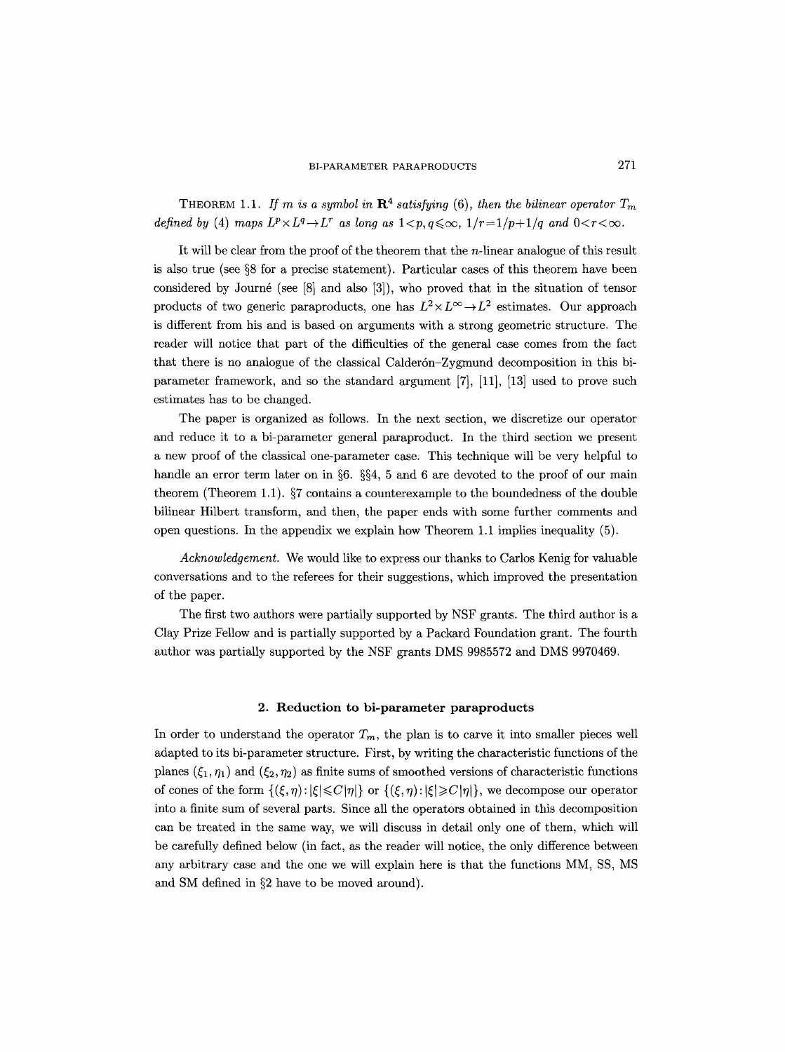**Theorem 1.1.** *If $m$ is a symbol in $\mathbf{R}^4$ satisfying* (6), *then the bilinear operator $T_m$ defined by* (4) *maps $L^p \times L^q \to L^r$ as long as $1 < p, q \leqslant \infty$, $1/r = 1/p + 1/q$ and $0 < r < \infty$.*

It will be clear from the proof of the theorem that the $n$-linear analogue of this result is also true (see §8 for a precise statement). Particular cases of this theorem have been considered by Journé (see [8] and also [3]), who proved that in the situation of tensor products of two generic paraproducts, one has $L^2 \times L^\infty \to L^2$ estimates. Our approach is different from his and is based on arguments with a strong geometric structure. The reader will notice that part of the difficulties of the general case comes from the fact that there is no analogue of the classical Calderón–Zygmund decomposition in this bi-parameter framework, and so the standard argument [7], [11], [13] used to prove such estimates has to be changed.

The paper is organized as follows. In the next section, we discretize our operator and reduce it to a bi-parameter general paraproduct. In the third section we present a new proof of the classical one-parameter case. This technique will be very helpful to handle an error term later on in §6. §§4, 5 and 6 are devoted to the proof of our main theorem (Theorem 1.1). §7 contains a counterexample to the boundedness of the double bilinear Hilbert transform, and then, the paper ends with some further comments and open questions. In the appendix we explain how Theorem 1.1 implies inequality (5).

*Acknowledgement.* We would like to express our thanks to Carlos Kenig for valuable conversations and to the referees for their suggestions, which improved the presentation of the paper.

The first two authors were partially supported by NSF grants. The third author is a Clay Prize Fellow and is partially supported by a Packard Foundation grant. The fourth author was partially supported by the NSF grants DMS 9985572 and DMS 9970469.

## 2. Reduction to bi-parameter paraproducts

In order to understand the operator $T_m$, the plan is to carve it into smaller pieces well adapted to its bi-parameter structure. First, by writing the characteristic functions of the planes $(\xi_1, \eta_1)$ and $(\xi_2, \eta_2)$ as finite sums of smoothed versions of characteristic functions of cones of the form $\{(\xi, \eta) : |\xi| \leqslant C|\eta|\}$ or $\{(\xi, \eta) : |\xi| \geqslant C|\eta|\}$, we decompose our operator into a finite sum of several parts. Since all the operators obtained in this decomposition can be treated in the same way, we will discuss in detail only one of them, which will be carefully defined below (in fact, as the reader will notice, the only difference between any arbitrary case and the one we will explain here is that the functions MM, SS, MS and SM defined in §2 have to be moved around).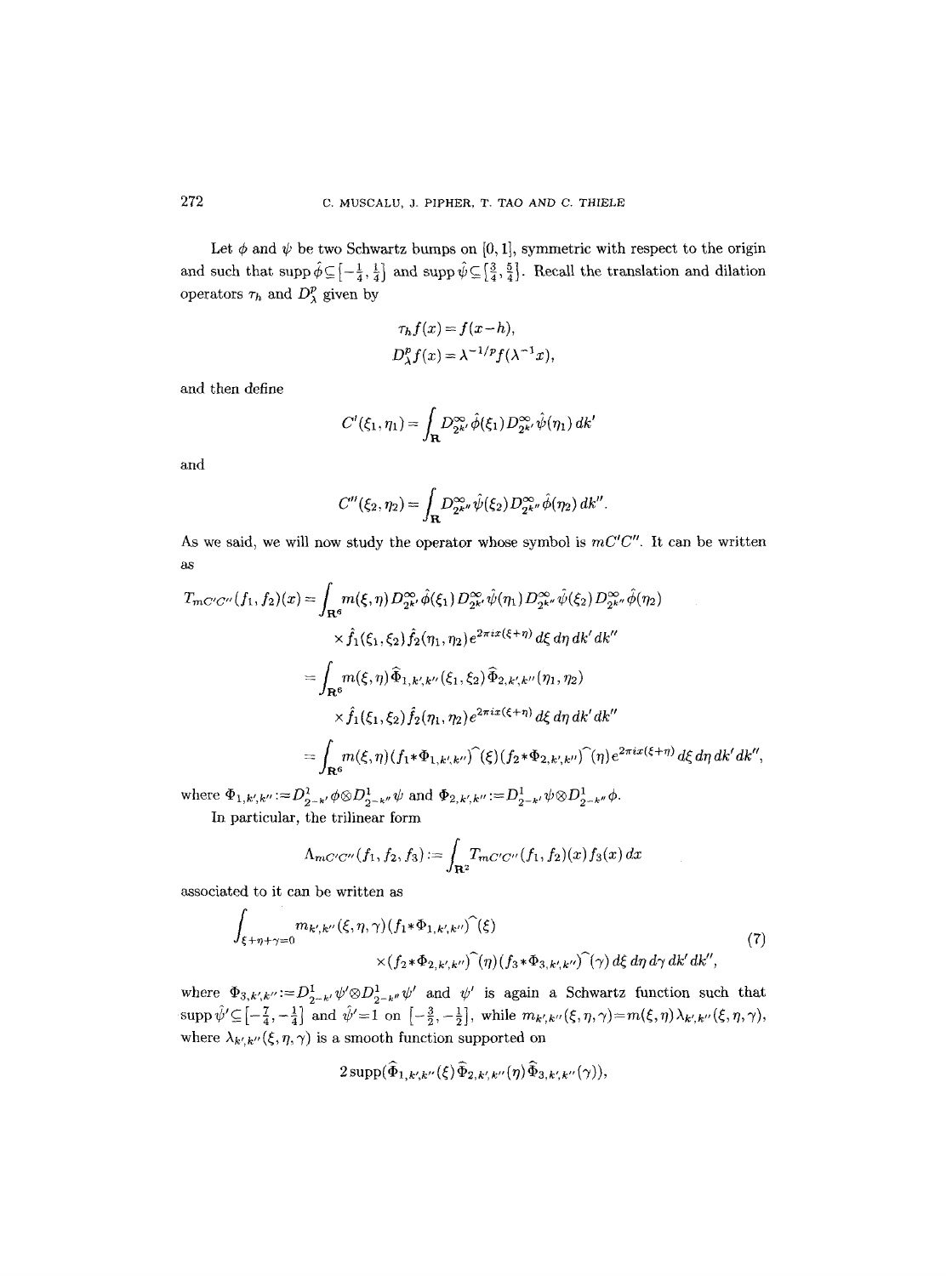Let $\phi$ and $\psi$ be two Schwartz bumps on $[0,1]$, symmetric with respect to the origin and such that $\operatorname{supp}\hat{\phi} \subseteq \left[-\frac{1}{4}, \frac{1}{4}\right]$ and $\operatorname{supp}\hat{\psi} \subseteq \left[\frac{3}{4}, \frac{5}{4}\right]$. Recall the translation and dilation operators $\tau_h$ and $D_\lambda^p$ given by

$$\tau_h f(x) = f(x-h),$$
$$D_\lambda^p f(x) = \lambda^{-1/p} f(\lambda^{-1}x),$$

and then define

$$C'(\xi_1, \eta_1) = \int_{\mathbf{R}} D_{2^{k'}}^\infty \hat{\phi}(\xi_1) D_{2^{k'}}^\infty \hat{\psi}(\eta_1)\, dk'$$

and

$$C''(\xi_2, \eta_2) = \int_{\mathbf{R}} D_{2^{k''}}^\infty \hat{\psi}(\xi_2) D_{2^{k''}}^\infty \hat{\phi}(\eta_2)\, dk''.$$

As we said, we will now study the operator whose symbol is $mC'C''$. It can be written as

$$\begin{aligned}
T_{mC'C''}(f_1, f_2)(x) &= \int_{\mathbf{R}^6} m(\xi,\eta) D_{2^{k'}}^\infty \hat{\phi}(\xi_1) D_{2^{k'}}^\infty \hat{\psi}(\eta_1) D_{2^{k''}}^\infty \hat{\psi}(\xi_2) D_{2^{k''}}^\infty \hat{\phi}(\eta_2) \\
&\qquad \times \hat{f}_1(\xi_1,\xi_2) \hat{f}_2(\eta_1,\eta_2) e^{2\pi i x(\xi+\eta)}\, d\xi\, d\eta\, dk'\, dk'' \\
&= \int_{\mathbf{R}^6} m(\xi,\eta) \widehat{\Phi}_{1,k',k''}(\xi_1,\xi_2) \widehat{\Phi}_{2,k',k''}(\eta_1,\eta_2) \\
&\qquad \times \hat{f}_1(\xi_1,\xi_2) \hat{f}_2(\eta_1,\eta_2) e^{2\pi i x(\xi+\eta)}\, d\xi\, d\eta\, dk'\, dk'' \\
&= \int_{\mathbf{R}^6} m(\xi,\eta) (f_1 * \Phi_{1,k',k''})\hat{\ }(\xi) (f_2 * \Phi_{2,k',k''})\hat{\ }(\eta) e^{2\pi i x(\xi+\eta)}\, d\xi\, d\eta\, dk'\, dk'',
\end{aligned}$$

where $\Phi_{1,k',k''} := D_{2^{-k'}}^1 \phi \otimes D_{2^{-k''}}^1 \psi$ and $\Phi_{2,k',k''} := D_{2^{-k'}}^1 \psi \otimes D_{2^{-k''}}^1 \phi$.

In particular, the trilinear form

$$\Lambda_{mC'C''}(f_1, f_2, f_3) := \int_{\mathbf{R}^2} T_{mC'C''}(f_1, f_2)(x) f_3(x)\, dx$$

associated to it can be written as

$$\begin{aligned}
\int_{\xi+\eta+\gamma=0} & m_{k',k''}(\xi,\eta,\gamma) (f_1 * \Phi_{1,k',k''})\hat{\ }(\xi) \\
&\times (f_2 * \Phi_{2,k',k''})\hat{\ }(\eta) (f_3 * \Phi_{3,k',k''})\hat{\ }(\gamma)\, d\xi\, d\eta\, d\gamma\, dk'\, dk'',
\end{aligned} \tag{7}$$

where $\Phi_{3,k',k''} := D_{2^{-k'}}^1 \psi' \otimes D_{2^{-k''}}^1 \psi'$ and $\psi'$ is again a Schwartz function such that $\operatorname{supp}\hat{\psi}' \subseteq \left[-\frac{7}{4}, -\frac{1}{4}\right]$ and $\hat{\psi}' = 1$ on $\left[-\frac{3}{2}, -\frac{1}{2}\right]$, while $m_{k',k''}(\xi,\eta,\gamma) = m(\xi,\eta)\lambda_{k',k''}(\xi,\eta,\gamma)$, where $\lambda_{k',k''}(\xi,\eta,\gamma)$ is a smooth function supported on

$$2\operatorname{supp}(\widehat{\Phi}_{1,k',k''}(\xi)\widehat{\Phi}_{2,k',k''}(\eta)\widehat{\Phi}_{3,k',k''}(\gamma)),$$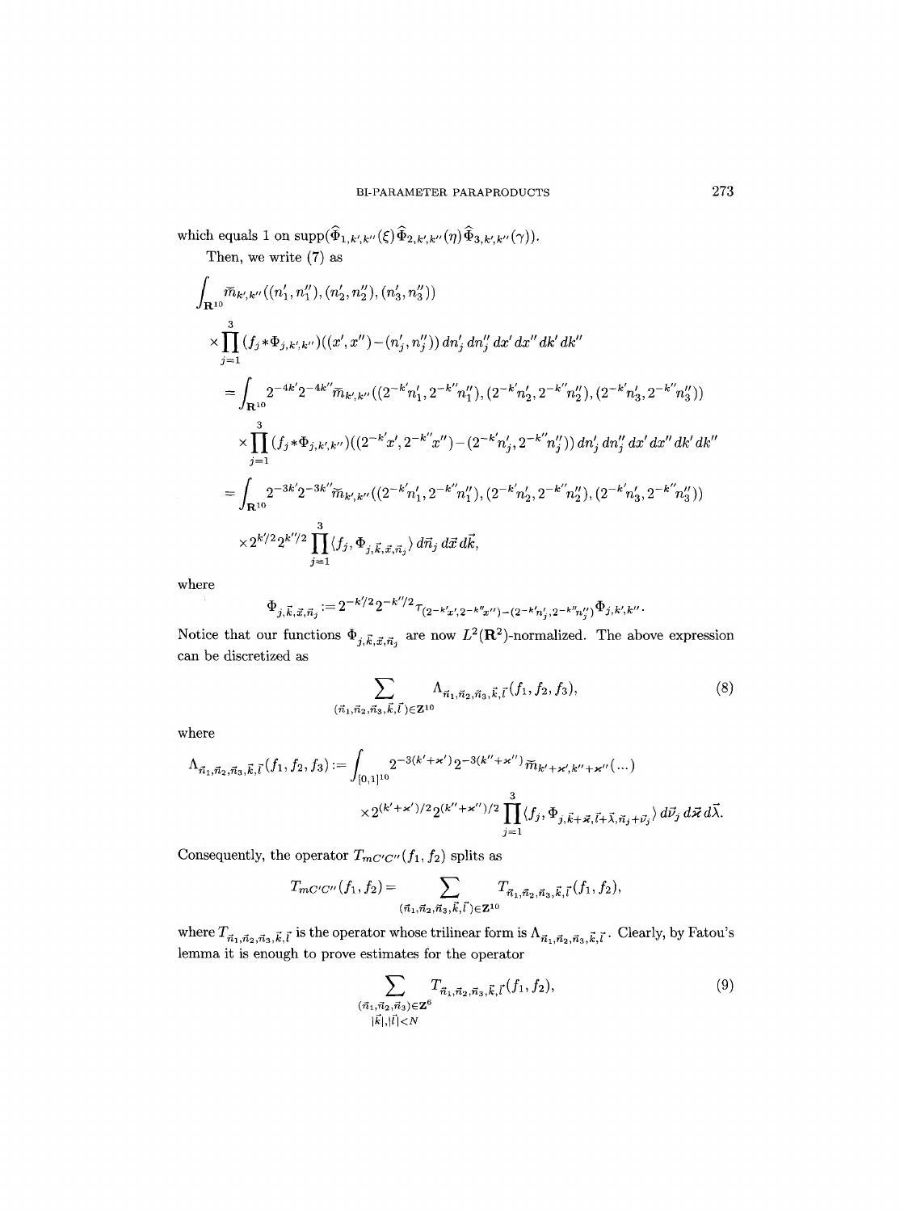which equals 1 on $\operatorname{supp}(\widehat{\Phi}_{1,k',k''}(\xi)\,\widehat{\Phi}_{2,k',k''}(\eta)\,\widehat{\Phi}_{3,k',k''}(\gamma))$.

Then, we write (7) as

$$
\begin{aligned}
&\int_{\mathbf{R}^{10}} \widetilde{m}_{k',k''}((n_1',n_1''),(n_2',n_2''),(n_3',n_3''))\\
&\quad\times\prod_{j=1}^{3}(f_j*\Phi_{j,k',k''})((x',x'')-(n_j',n_j''))\,dn_j'\,dn_j''\,dx'\,dx''\,dk'\,dk''\\
&\quad=\int_{\mathbf{R}^{10}} 2^{-4k'}2^{-4k''}\widetilde{m}_{k',k''}((2^{-k'}n_1',2^{-k''}n_1''),(2^{-k'}n_2',2^{-k''}n_2''),(2^{-k'}n_3',2^{-k''}n_3''))\\
&\qquad\times\prod_{j=1}^{3}(f_j*\Phi_{j,k',k''})((2^{-k'}x',2^{-k''}x'')-(2^{-k'}n_j',2^{-k''}n_j''))\,dn_j'\,dn_j''\,dx'\,dx''\,dk'\,dk''\\
&\quad=\int_{\mathbf{R}^{10}} 2^{-3k'}2^{-3k''}\widetilde{m}_{k',k''}((2^{-k'}n_1',2^{-k''}n_1''),(2^{-k'}n_2',2^{-k''}n_2''),(2^{-k'}n_3',2^{-k''}n_3''))\\
&\qquad\times 2^{k'/2}2^{k''/2}\prod_{j=1}^{3}\langle f_j,\Phi_{j,\vec{k},\vec{x},\vec{n}_j}\rangle\,d\vec{n}_j\,d\vec{x}\,d\vec{k},
\end{aligned}
$$

where

$$
\Phi_{j,\vec{k},\vec{x},\vec{n}_j}:=2^{-k'/2}2^{-k''/2}\tau_{(2^{-k'}x',2^{-k''}x'')-(2^{-k'}n_j',2^{-k''}n_j'')}\Phi_{j,k',k''}.
$$

Notice that our functions $\Phi_{j,\vec{k},\vec{x},\vec{n}_j}$ are now $L^2(\mathbf{R}^2)$-normalized. The above expression can be discretized as

$$
\sum_{(\vec{n}_1,\vec{n}_2,\vec{n}_3,\vec{k},\vec{l})\in\mathbf{Z}^{10}}\Lambda_{\vec{n}_1,\vec{n}_2,\vec{n}_3,\vec{k},\vec{l}}(f_1,f_2,f_3),\tag{8}
$$

where

$$
\begin{aligned}
\Lambda_{\vec{n}_1,\vec{n}_2,\vec{n}_3,\vec{k},\vec{l}}(f_1,f_2,f_3):=\int_{[0,1]^{10}} &2^{-3(k'+\varkappa')}2^{-3(k''+\varkappa'')}\widetilde{m}_{k'+\varkappa',k''+\varkappa''}(\dots)\\
&\times 2^{(k'+\varkappa')/2}2^{(k''+\varkappa'')/2}\prod_{j=1}^{3}\langle f_j,\Phi_{j,\vec{k}+\vec{\varkappa},\vec{l}+\vec{\lambda},\vec{n}_j+\vec{\nu}_j}\rangle\,d\vec{\nu}_j\,d\vec{\varkappa}\,d\vec{\lambda}.
\end{aligned}
$$

Consequently, the operator $T_{mC'C''}(f_1,f_2)$ splits as

$$
T_{mC'C''}(f_1,f_2)=\sum_{(\vec{n}_1,\vec{n}_2,\vec{n}_3,\vec{k},\vec{l})\in\mathbf{Z}^{10}}T_{\vec{n}_1,\vec{n}_2,\vec{n}_3,\vec{k},\vec{l}}(f_1,f_2),
$$

where $T_{\vec{n}_1,\vec{n}_2,\vec{n}_3,\vec{k},\vec{l}}$ is the operator whose trilinear form is $\Lambda_{\vec{n}_1,\vec{n}_2,\vec{n}_3,\vec{k},\vec{l}}$. Clearly, by Fatou's lemma it is enough to prove estimates for the operator

$$
\sum_{\substack{(\vec{n}_1,\vec{n}_2,\vec{n}_3)\in\mathbf{Z}^6\\ |\vec{k}|,|\vec{l}|<N}}T_{\vec{n}_1,\vec{n}_2,\vec{n}_3,\vec{k},\vec{l}}(f_1,f_2),\tag{9}
$$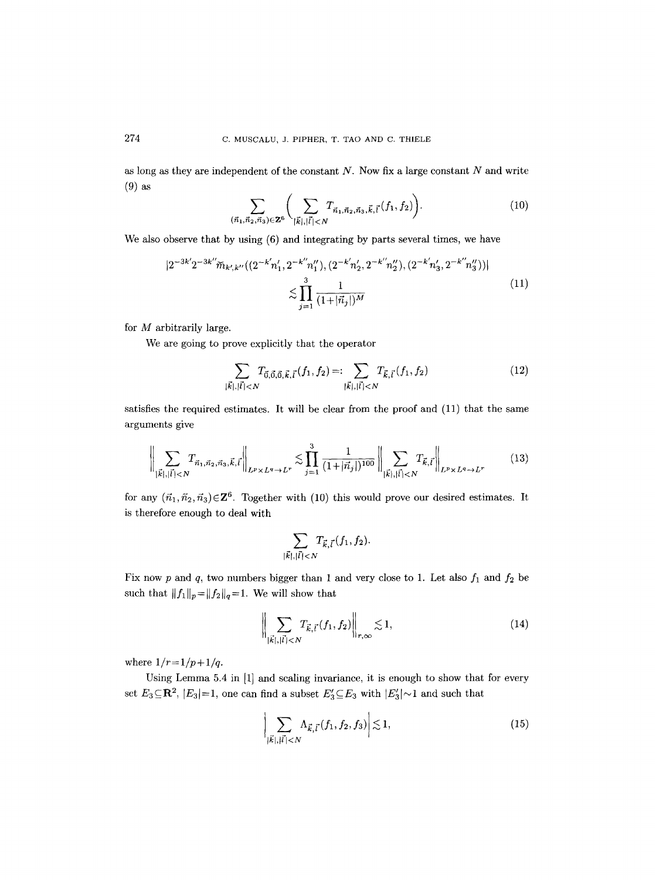as long as they are independent of the constant $N$. Now fix a large constant $N$ and write (9) as

$$\sum_{(\vec{n}_1,\vec{n}_2,\vec{n}_3)\in\mathbf{Z}^6}\bigg(\sum_{|\vec{k}|,|\vec{l}|<N} T_{\vec{n}_1,\vec{n}_2,\vec{n}_3,\vec{k},\vec{l}}(f_1,f_2)\bigg). \tag{10}$$

We also observe that by using (6) and integrating by parts several times, we have

$$\begin{aligned} |2^{-3k'}2^{-3k''}\widetilde{m}_{k',k''}((2^{-k'}n_1',2^{-k''}n_1''),(2^{-k'}n_2',2^{-k''}n_2''),(2^{-k'}n_3',2^{-k''}n_3''))| \\ \lesssim \prod_{j=1}^{3}\frac{1}{(1+|\vec{n}_j|)^M} \end{aligned} \tag{11}$$

for $M$ arbitrarily large.

We are going to prove explicitly that the operator

$$\sum_{|\vec{k}|,|\vec{l}|<N} T_{\vec{0},\vec{0},\vec{0},\vec{k},\vec{l}}(f_1,f_2) =: \sum_{|\vec{k}|,|\vec{l}|<N} T_{\vec{k},\vec{l}}(f_1,f_2) \tag{12}$$

satisfies the required estimates. It will be clear from the proof and (11) that the same arguments give

$$\bigg\|\sum_{|\vec{k}|,|\vec{l}|<N} T_{\vec{n}_1,\vec{n}_2,\vec{n}_3,\vec{k},\vec{l}}\bigg\|_{L^p\times L^q\to L^r} \lesssim \prod_{j=1}^{3}\frac{1}{(1+|\vec{n}_j|)^{100}}\bigg\|\sum_{|\vec{k}|,|\vec{l}|<N} T_{\vec{k},\vec{l}}\bigg\|_{L^p\times L^q\to L^r} \tag{13}$$

for any $(\vec{n}_1,\vec{n}_2,\vec{n}_3)\in\mathbf{Z}^6$. Together with (10) this would prove our desired estimates. It is therefore enough to deal with

$$\sum_{|\vec{k}|,|\vec{l}|<N} T_{\vec{k},\vec{l}}(f_1,f_2).$$

Fix now $p$ and $q$, two numbers bigger than 1 and very close to 1. Let also $f_1$ and $f_2$ be such that $\|f_1\|_p=\|f_2\|_q=1$. We will show that

$$\bigg\|\sum_{|\vec{k}|,|\vec{l}|<N} T_{\vec{k},\vec{l}}(f_1,f_2)\bigg\|_{r,\infty} \lesssim 1, \tag{14}$$

where $1/r=1/p+1/q$.

Using Lemma 5.4 in [1] and scaling invariance, it is enough to show that for every set $E_3\subseteq\mathbf{R}^2$, $|E_3|=1$, one can find a subset $E_3'\subseteq E_3$ with $|E_3'|\sim 1$ and such that

$$\bigg|\sum_{|\vec{k}|,|\vec{l}|<N} \Lambda_{\vec{k},\vec{l}}(f_1,f_2,f_3)\bigg| \lesssim 1, \tag{15}$$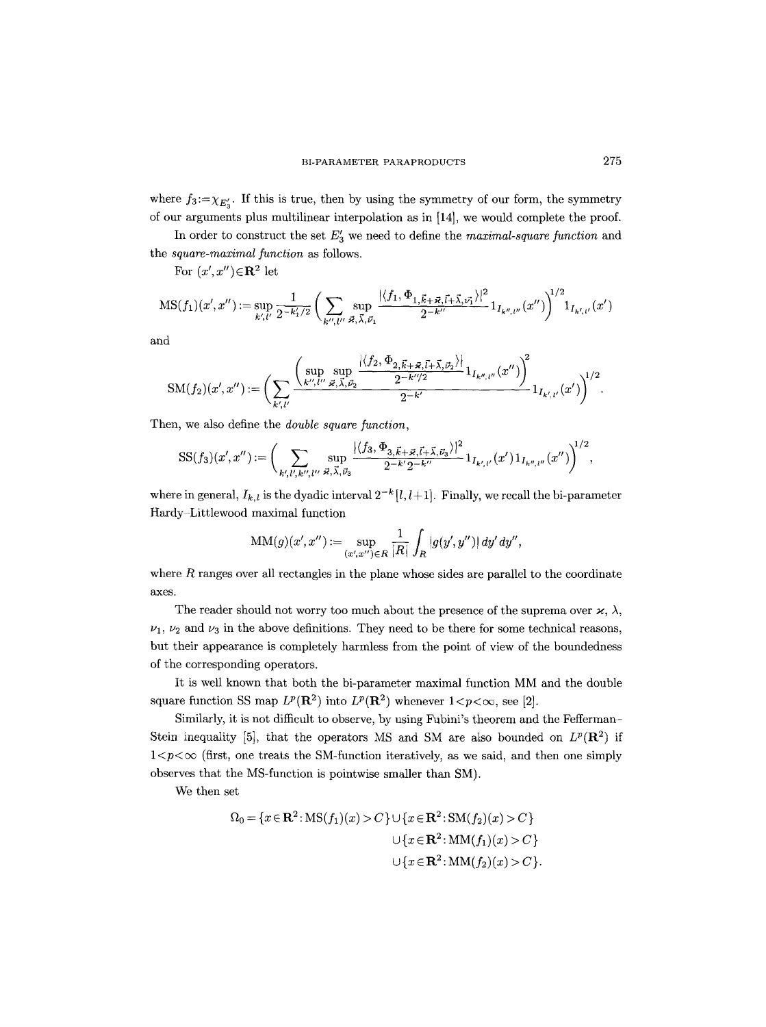where $f_3 := \chi_{E'_3}$. If this is true, then by using the symmetry of our form, the symmetry of our arguments plus multilinear interpolation as in [14], we would complete the proof.

In order to construct the set $E'_3$ we need to define the *maximal-square function* and the *square-maximal function* as follows.

For $(x', x'') \in \mathbf{R}^2$ let

$$\mathrm{MS}(f_1)(x', x'') := \sup_{k', l'} \frac{1}{2^{-k'_1/2}} \bigg( \sum_{k'', l''} \sup_{\vec{\varkappa}, \vec{\lambda}, \vec{\nu}_1} \frac{|\langle f_1, \Phi_{1, \vec{k}+\vec{\varkappa}, \vec{l}+\vec{\lambda}, \vec{\nu}_1} \rangle|^2}{2^{-k''}} 1_{I_{k'', l''}}(x'') \bigg)^{1/2} 1_{I_{k', l'}}(x')$$

and

$$\mathrm{SM}(f_2)(x', x'') := \left( \sum_{k', l'} \frac{\bigg( \sup\limits_{k'', l''} \sup\limits_{\vec{\varkappa}, \vec{\lambda}, \vec{\nu}_2} \dfrac{|\langle f_2, \Phi_{2, \vec{k}+\vec{\varkappa}, \vec{l}+\vec{\lambda}, \vec{\nu}_2} \rangle|}{2^{-k''/2}} 1_{I_{k'', l''}}(x'') \bigg)^2}{2^{-k'}} 1_{I_{k', l'}}(x') \right)^{1/2}.$$

Then, we also define the *double square function*,

$$\mathrm{SS}(f_3)(x', x'') := \bigg( \sum_{k', l', k'', l''} \sup_{\vec{\varkappa}, \vec{\lambda}, \vec{\nu}_3} \frac{|\langle f_3, \Phi_{3, \vec{k}+\vec{\varkappa}, \vec{l}+\vec{\lambda}, \vec{\nu}_3} \rangle|^2}{2^{-k'} 2^{-k''}} 1_{I_{k', l'}}(x') 1_{I_{k'', l''}}(x'') \bigg)^{1/2},$$

where in general, $I_{k,l}$ is the dyadic interval $2^{-k}[l, l+1]$. Finally, we recall the bi-parameter Hardy–Littlewood maximal function

$$\mathrm{MM}(g)(x', x'') := \sup_{(x', x'') \in R} \frac{1}{|R|} \int_R |g(y', y'')| \, dy' \, dy'',$$

where $R$ ranges over all rectangles in the plane whose sides are parallel to the coordinate axes.

The reader should not worry too much about the presence of the suprema over $\varkappa$, $\lambda$, $\nu_1$, $\nu_2$ and $\nu_3$ in the above definitions. They need to be there for some technical reasons, but their appearance is completely harmless from the point of view of the boundedness of the corresponding operators.

It is well known that both the bi-parameter maximal function MM and the double square function SS map $L^p(\mathbf{R}^2)$ into $L^p(\mathbf{R}^2)$ whenever $1 < p < \infty$, see [2].

Similarly, it is not difficult to observe, by using Fubini's theorem and the Fefferman–Stein inequality [5], that the operators MS and SM are also bounded on $L^p(\mathbf{R}^2)$ if $1 < p < \infty$ (first, one treats the SM-function iteratively, as we said, and then one simply observes that the MS-function is pointwise smaller than SM).

We then set

$$\begin{aligned}
\Omega_0 = \{x \in \mathbf{R}^2 : \mathrm{MS}(f_1)(x) > C\} &\cup \{x \in \mathbf{R}^2 : \mathrm{SM}(f_2)(x) > C\} \\
&\cup \{x \in \mathbf{R}^2 : \mathrm{MM}(f_1)(x) > C\} \\
&\cup \{x \in \mathbf{R}^2 : \mathrm{MM}(f_2)(x) > C\}.
\end{aligned}$$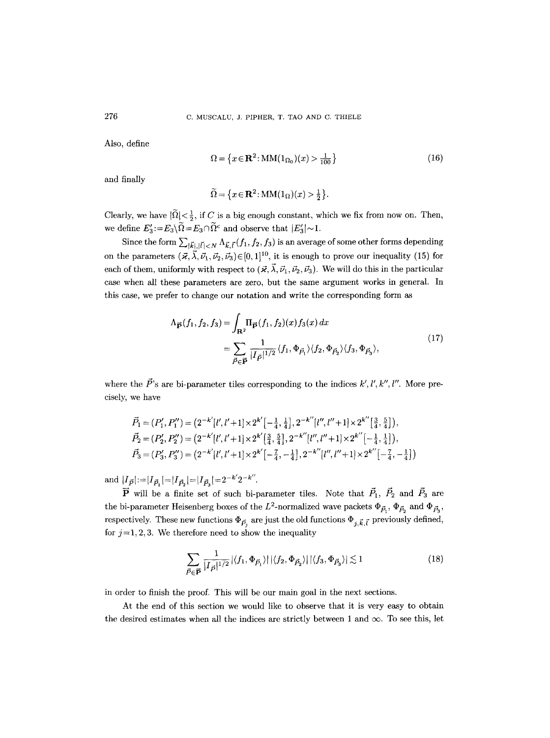Also, define

$$\Omega = \{x \in \mathbf{R}^2 : \mathrm{MM}(1_{\Omega_0})(x) > \tfrac{1}{100}\} \tag{16}$$

and finally

$$\widetilde{\Omega} = \{x \in \mathbf{R}^2 : \mathrm{MM}(1_{\Omega})(x) > \tfrac{1}{2}\}.$$

Clearly, we have $|\widetilde{\Omega}| < \frac{1}{2}$, if $C$ is a big enough constant, which we fix from now on. Then, we define $E_3' := E_3 \setminus \widetilde{\Omega} = E_3 \cap \widetilde{\Omega}^c$ and observe that $|E_3'| \sim 1$.

Since the form $\sum_{|\vec{k}|,|\vec{l}|<N} \Lambda_{\vec{k},\vec{l}}(f_1, f_2, f_3)$ is an average of some other forms depending on the parameters $(\vec{\varkappa}, \vec{\lambda}, \vec{\nu}_1, \vec{\nu}_2, \vec{\nu}_3) \in [0,1]^{10}$, it is enough to prove our inequality (15) for each of them, uniformly with respect to $(\vec{\varkappa}, \vec{\lambda}, \vec{\nu}_1, \vec{\nu}_2, \vec{\nu}_3)$. We will do this in the particular case when all these parameters are zero, but the same argument works in general. In this case, we prefer to change our notation and write the corresponding form as

$$\begin{aligned} \Lambda_{\vec{\mathbf{P}}}(f_1, f_2, f_3) &= \int_{\mathbf{R}^2} \Pi_{\vec{\mathbf{P}}}(f_1, f_2)(x) f_3(x)\, dx \\ &= \sum_{\vec{P} \in \vec{\mathbf{P}}} \frac{1}{|I_{\vec{P}}|^{1/2}} \langle f_1, \Phi_{\vec{P}_1} \rangle \langle f_2, \Phi_{\vec{P}_2} \rangle \langle f_3, \Phi_{\vec{P}_3} \rangle, \end{aligned} \tag{17}$$

where the $\vec{P}$'s are bi-parameter tiles corresponding to the indices $k', l', k'', l''$. More precisely, we have

$$\begin{aligned} \vec{P}_1 &= (P_1', P_1'') = \left(2^{-k'}[l', l'+1] \times 2^{k'}\left[-\tfrac{1}{4}, \tfrac{1}{4}\right], 2^{-k''}[l'', l''+1] \times 2^{k''}\left[\tfrac{3}{4}, \tfrac{5}{4}\right]\right), \\ \vec{P}_2 &= (P_2', P_2'') = \left(2^{-k'}[l', l'+1] \times 2^{k'}\left[\tfrac{3}{4}, \tfrac{5}{4}\right], 2^{-k''}[l'', l''+1] \times 2^{k''}\left[-\tfrac{1}{4}, \tfrac{1}{4}\right]\right), \\ \vec{P}_3 &= (P_3', P_3'') = \left(2^{-k'}[l', l'+1] \times 2^{k'}\left[-\tfrac{7}{4}, -\tfrac{1}{4}\right], 2^{-k''}[l'', l''+1] \times 2^{k''}\left[-\tfrac{7}{4}, -\tfrac{1}{4}\right]\right) \end{aligned}$$

and $|I_{\vec{P}}| := |I_{\vec{P}_1}| = |I_{\vec{P}_2}| = |I_{\vec{P}_3}| = 2^{-k'} 2^{-k''}$.

$\vec{\mathbf{P}}$ will be a finite set of such bi-parameter tiles. Note that $\vec{P}_1$, $\vec{P}_2$ and $\vec{P}_3$ are the bi-parameter Heisenberg boxes of the $L^2$-normalized wave packets $\Phi_{\vec{P}_1}$, $\Phi_{\vec{P}_2}$ and $\Phi_{\vec{P}_3}$, respectively. These new functions $\Phi_{\vec{P}_j}$ are just the old functions $\Phi_{j,\vec{k},\vec{l}}$ previously defined, for $j = 1, 2, 3$. We therefore need to show the inequality

$$\sum_{\vec{P} \in \vec{\mathbf{P}}} \frac{1}{|I_{\vec{P}}|^{1/2}} |\langle f_1, \Phi_{\vec{P}_1} \rangle| \, |\langle f_2, \Phi_{\vec{P}_2} \rangle| \, |\langle f_3, \Phi_{\vec{P}_3} \rangle| \lesssim 1 \tag{18}$$

in order to finish the proof. This will be our main goal in the next sections.

At the end of this section we would like to observe that it is very easy to obtain the desired estimates when all the indices are strictly between 1 and $\infty$. To see this, let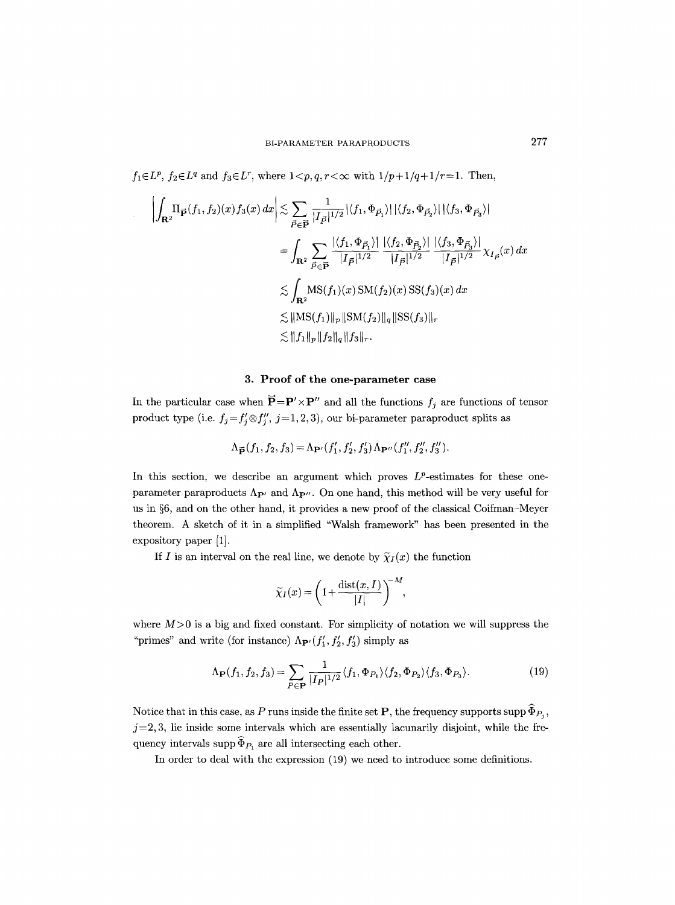$f_1 \in L^p$, $f_2 \in L^q$ and $f_3 \in L^r$, where $1<p,q,r<\infty$ with $1/p+1/q+1/r=1$. Then,

$$
\begin{aligned}
\left| \int_{\mathbf{R}^2} \Pi_{\vec{\mathbf{P}}}(f_1,f_2)(x) f_3(x)\,dx \right| &\lesssim \sum_{\vec{P}\in\vec{\mathbf{P}}} \frac{1}{|I_{\vec{P}}|^{1/2}} |\langle f_1, \Phi_{\vec{P}_1}\rangle| \, |\langle f_2, \Phi_{\vec{P}_2}\rangle| \, |\langle f_3, \Phi_{\vec{P}_3}\rangle| \\
&= \int_{\mathbf{R}^2} \sum_{\vec{P}\in\vec{\mathbf{P}}} \frac{|\langle f_1, \Phi_{\vec{P}_1}\rangle|}{|I_{\vec{P}}|^{1/2}} \frac{|\langle f_2, \Phi_{\vec{P}_2}\rangle|}{|I_{\vec{P}}|^{1/2}} \frac{|\langle f_3, \Phi_{\vec{P}_3}\rangle|}{|I_{\vec{P}}|^{1/2}} \chi_{I_{\vec{P}}}(x)\,dx \\
&\lesssim \int_{\mathbf{R}^2} \mathrm{MS}(f_1)(x)\,\mathrm{SM}(f_2)(x)\,\mathrm{SS}(f_3)(x)\,dx \\
&\lesssim \|\mathrm{MS}(f_1)\|_p \|\mathrm{SM}(f_2)\|_q \|\mathrm{SS}(f_3)\|_r \\
&\lesssim \|f_1\|_p \|f_2\|_q \|f_3\|_r.
\end{aligned}
$$

## 3. Proof of the one-parameter case

In the particular case when $\vec{\mathbf{P}}=\mathbf{P}'\times\mathbf{P}''$ and all the functions $f_j$ are functions of tensor product type (i.e. $f_j=f_j'\otimes f_j''$, $j=1,2,3$), our bi-parameter paraproduct splits as

$$
\Lambda_{\vec{\mathbf{P}}}(f_1,f_2,f_3) = \Lambda_{\mathbf{P}'}(f_1',f_2',f_3')\Lambda_{\mathbf{P}''}(f_1'',f_2'',f_3'').
$$

In this section, we describe an argument which proves $L^p$-estimates for these one-parameter paraproducts $\Lambda_{\mathbf{P}'}$ and $\Lambda_{\mathbf{P}''}$. On one hand, this method will be very useful for us in §6, and on the other hand, it provides a new proof of the classical Coifman–Meyer theorem. A sketch of it in a simplified "Walsh framework" has been presented in the expository paper [1].

If $I$ is an interval on the real line, we denote by $\widetilde{\chi}_I(x)$ the function

$$
\widetilde{\chi}_I(x) = \left(1+\frac{\mathrm{dist}(x,I)}{|I|}\right)^{-M},
$$

where $M>0$ is a big and fixed constant. For simplicity of notation we will suppress the "primes" and write (for instance) $\Lambda_{\mathbf{P}'}(f_1',f_2',f_3')$ simply as

$$
\Lambda_{\mathbf{P}}(f_1,f_2,f_3) = \sum_{P\in\mathbf{P}} \frac{1}{|I_P|^{1/2}} \langle f_1, \Phi_{P_1}\rangle \langle f_2, \Phi_{P_2}\rangle \langle f_3, \Phi_{P_3}\rangle. \tag{19}
$$

Notice that in this case, as $P$ runs inside the finite set $\mathbf{P}$, the frequency supports $\mathrm{supp}\,\widehat{\Phi}_{P_j}$, $j=2,3$, lie inside some intervals which are essentially lacunarily disjoint, while the frequency intervals $\mathrm{supp}\,\widehat{\Phi}_{P_1}$ are all intersecting each other.

In order to deal with the expression (19) we need to introduce some definitions.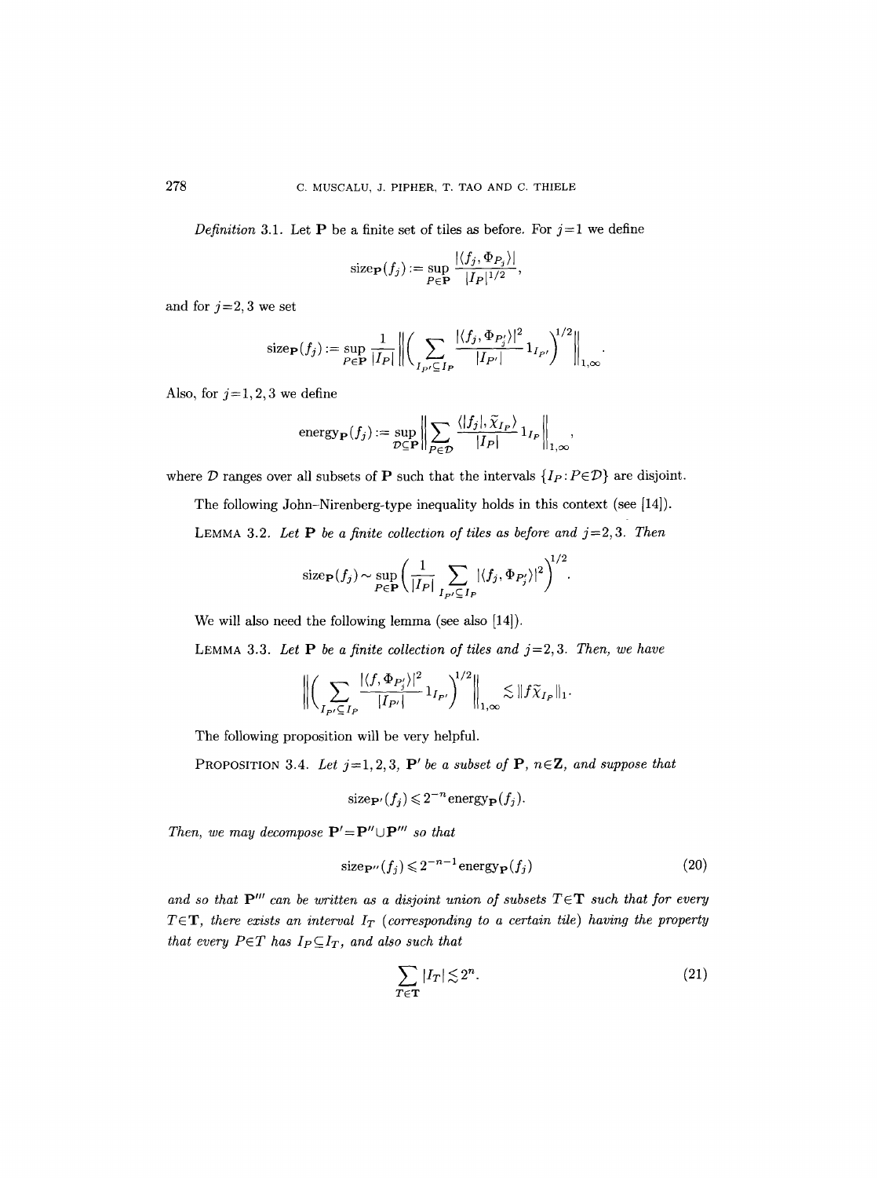*Definition* 3.1. Let $\mathbf{P}$ be a finite set of tiles as before. For $j=1$ we define

$$\operatorname{size}_{\mathbf{P}}(f_j) := \sup_{P\in\mathbf{P}} \frac{|\langle f_j, \Phi_{P_j}\rangle|}{|I_P|^{1/2}},$$

and for $j=2,3$ we set

$$\operatorname{size}_{\mathbf{P}}(f_j) := \sup_{P\in\mathbf{P}} \frac{1}{|I_P|} \left\| \left( \sum_{I_{P'}\subseteq I_P} \frac{|\langle f_j, \Phi_{P'_j}\rangle|^2}{|I_{P'}|} 1_{I_{P'}} \right)^{1/2} \right\|_{1,\infty}.$$

Also, for $j=1,2,3$ we define

$$\operatorname{energy}_{\mathbf{P}}(f_j) := \sup_{\mathcal{D}\subseteq\mathbf{P}} \left\| \sum_{P\in\mathcal{D}} \frac{\langle |f_j|, \tilde{\chi}_{I_P}\rangle}{|I_P|} 1_{I_P} \right\|_{1,\infty},$$

where $\mathcal{D}$ ranges over all subsets of $\mathbf{P}$ such that the intervals $\{I_P : P\in\mathcal{D}\}$ are disjoint.

The following John–Nirenberg-type inequality holds in this context (see [14]).

LEMMA 3.2. *Let $\mathbf{P}$ be a finite collection of tiles as before and $j=2,3$. Then*

$$\operatorname{size}_{\mathbf{P}}(f_j) \sim \sup_{P\in\mathbf{P}} \left( \frac{1}{|I_P|} \sum_{I_{P'}\subseteq I_P} |\langle f_j, \Phi_{P'_j}\rangle|^2 \right)^{1/2}.$$

We will also need the following lemma (see also [14]).

LEMMA 3.3. *Let $\mathbf{P}$ be a finite collection of tiles and $j=2,3$. Then, we have*

$$\left\| \left( \sum_{I_{P'}\subseteq I_P} \frac{|\langle f, \Phi_{P'_j}\rangle|^2}{|I_{P'}|} 1_{I_{P'}} \right)^{1/2} \right\|_{1,\infty} \lesssim \| f\tilde{\chi}_{I_P}\|_1.$$

The following proposition will be very helpful.

PROPOSITION 3.4. *Let $j=1,2,3$, $\mathbf{P}'$ be a subset of $\mathbf{P}$, $n\in\mathbf{Z}$, and suppose that*

$$\operatorname{size}_{\mathbf{P}'}(f_j) \leqslant 2^{-n} \operatorname{energy}_{\mathbf{P}}(f_j).$$

*Then, we may decompose $\mathbf{P}' = \mathbf{P}'' \cup \mathbf{P}'''$ so that*

$$\operatorname{size}_{\mathbf{P}''}(f_j) \leqslant 2^{-n-1} \operatorname{energy}_{\mathbf{P}}(f_j) \tag{20}$$

*and so that $\mathbf{P}'''$ can be written as a disjoint union of subsets $T\in\mathbf{T}$ such that for every $T\in\mathbf{T}$, there exists an interval $I_T$ (corresponding to a certain tile) having the property that every $P\in T$ has $I_P\subseteq I_T$, and also such that*

$$\sum_{T\in\mathbf{T}} |I_T| \lesssim 2^n. \tag{21}$$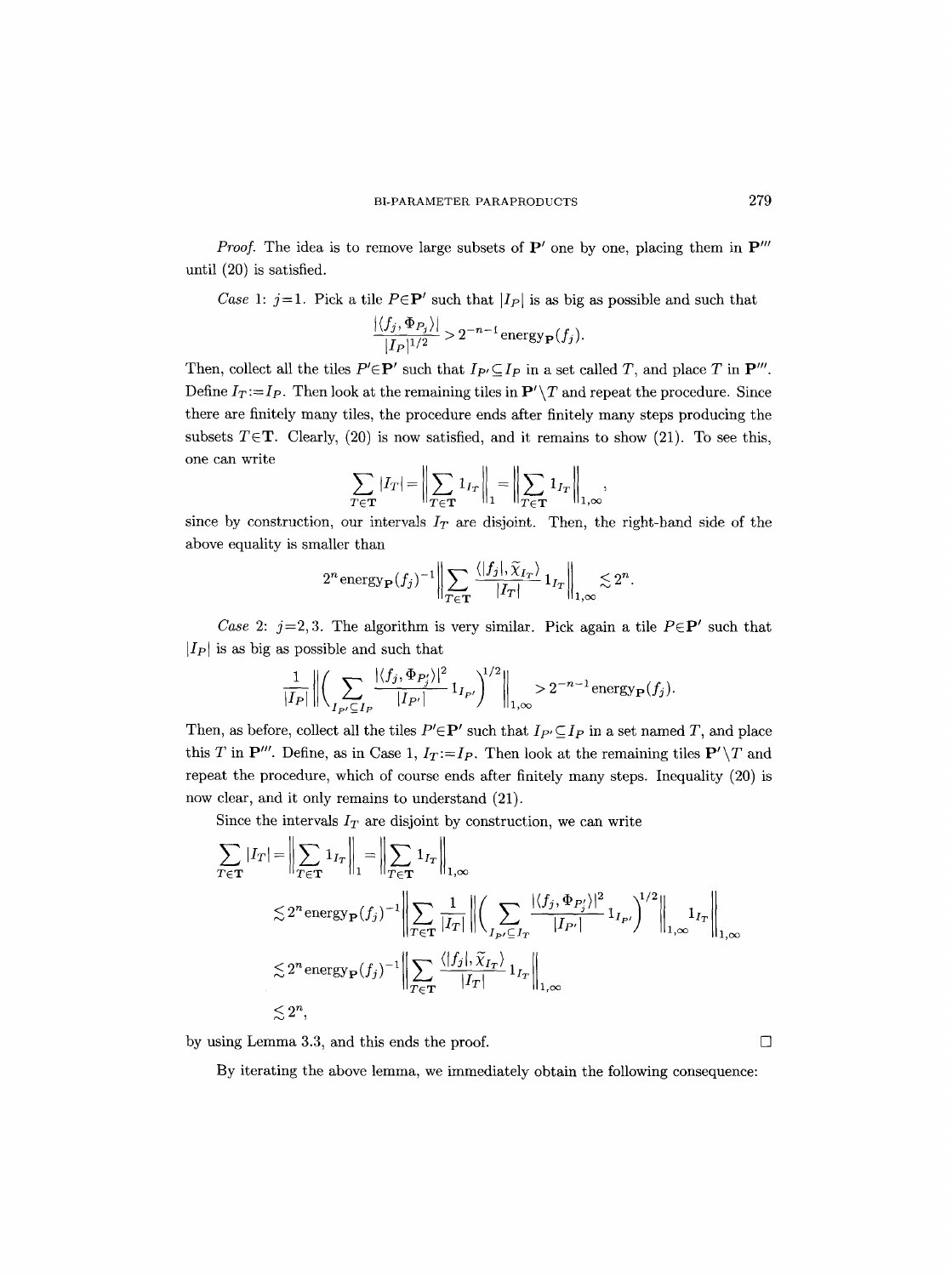*Proof.* The idea is to remove large subsets of $\mathbf{P}'$ one by one, placing them in $\mathbf{P}'''$ until (20) is satisfied.

*Case* 1: $j=1$. Pick a tile $P\in\mathbf{P}'$ such that $|I_P|$ is as big as possible and such that

$$\frac{|\langle f_j, \Phi_{P_j}\rangle|}{|I_P|^{1/2}} > 2^{-n-1}\operatorname{energy}_{\mathbf{P}}(f_j).$$

Then, collect all the tiles $P'\in\mathbf{P}'$ such that $I_{P'}\subseteq I_P$ in a set called $T$, and place $T$ in $\mathbf{P}'''$. Define $I_T:=I_P$. Then look at the remaining tiles in $\mathbf{P}'\setminus T$ and repeat the procedure. Since there are finitely many tiles, the procedure ends after finitely many steps producing the subsets $T\in\mathbf{T}$. Clearly, (20) is now satisfied, and it remains to show (21). To see this, one can write

$$\sum_{T\in\mathbf{T}}|I_T| = \biggl\|\sum_{T\in\mathbf{T}}1_{I_T}\biggr\|_1 = \biggl\|\sum_{T\in\mathbf{T}}1_{I_T}\biggr\|_{1,\infty},$$

since by construction, our intervals $I_T$ are disjoint. Then, the right-hand side of the above equality is smaller than

$$2^n\operatorname{energy}_{\mathbf{P}}(f_j)^{-1}\biggl\|\sum_{T\in\mathbf{T}}\frac{\langle |f_j|, \widetilde{\chi}_{I_T}\rangle}{|I_T|}1_{I_T}\biggr\|_{1,\infty}\lesssim 2^n.$$

*Case* 2: $j=2,3$. The algorithm is very similar. Pick again a tile $P\in\mathbf{P}'$ such that $|I_P|$ is as big as possible and such that

$$\frac{1}{|I_P|}\biggl\|\biggl(\sum_{I_{P'}\subseteq I_P}\frac{|\langle f_j, \Phi_{P'_j}\rangle|^2}{|I_{P'}|}1_{I_{P'}}\biggr)^{1/2}\biggr\|_{1,\infty} > 2^{-n-1}\operatorname{energy}_{\mathbf{P}}(f_j).$$

Then, as before, collect all the tiles $P'\in\mathbf{P}'$ such that $I_{P'}\subseteq I_P$ in a set named $T$, and place this $T$ in $\mathbf{P}'''$. Define, as in Case 1, $I_T:=I_P$. Then look at the remaining tiles $\mathbf{P}'\setminus T$ and repeat the procedure, which of course ends after finitely many steps. Inequality (20) is now clear, and it only remains to understand (21).

Since the intervals $I_T$ are disjoint by construction, we can write

$$\begin{aligned}
\sum_{T\in\mathbf{T}}|I_T| &= \biggl\|\sum_{T\in\mathbf{T}}1_{I_T}\biggr\|_1 = \biggl\|\sum_{T\in\mathbf{T}}1_{I_T}\biggr\|_{1,\infty}\\
&\lesssim 2^n\operatorname{energy}_{\mathbf{P}}(f_j)^{-1}\biggl\|\sum_{T\in\mathbf{T}}\frac{1}{|I_T|}\biggl\|\biggl(\sum_{I_{P'}\subseteq I_T}\frac{|\langle f_j, \Phi_{P'_j}\rangle|^2}{|I_{P'}|}1_{I_{P'}}\biggr)^{1/2}\biggr\|_{1,\infty}1_{I_T}\biggr\|_{1,\infty}\\
&\lesssim 2^n\operatorname{energy}_{\mathbf{P}}(f_j)^{-1}\biggl\|\sum_{T\in\mathbf{T}}\frac{\langle |f_j|, \widetilde{\chi}_{I_T}\rangle}{|I_T|}1_{I_T}\biggr\|_{1,\infty}\\
&\lesssim 2^n,
\end{aligned}$$

by using Lemma 3.3, and this ends the proof. $\square$

By iterating the above lemma, we immediately obtain the following consequence: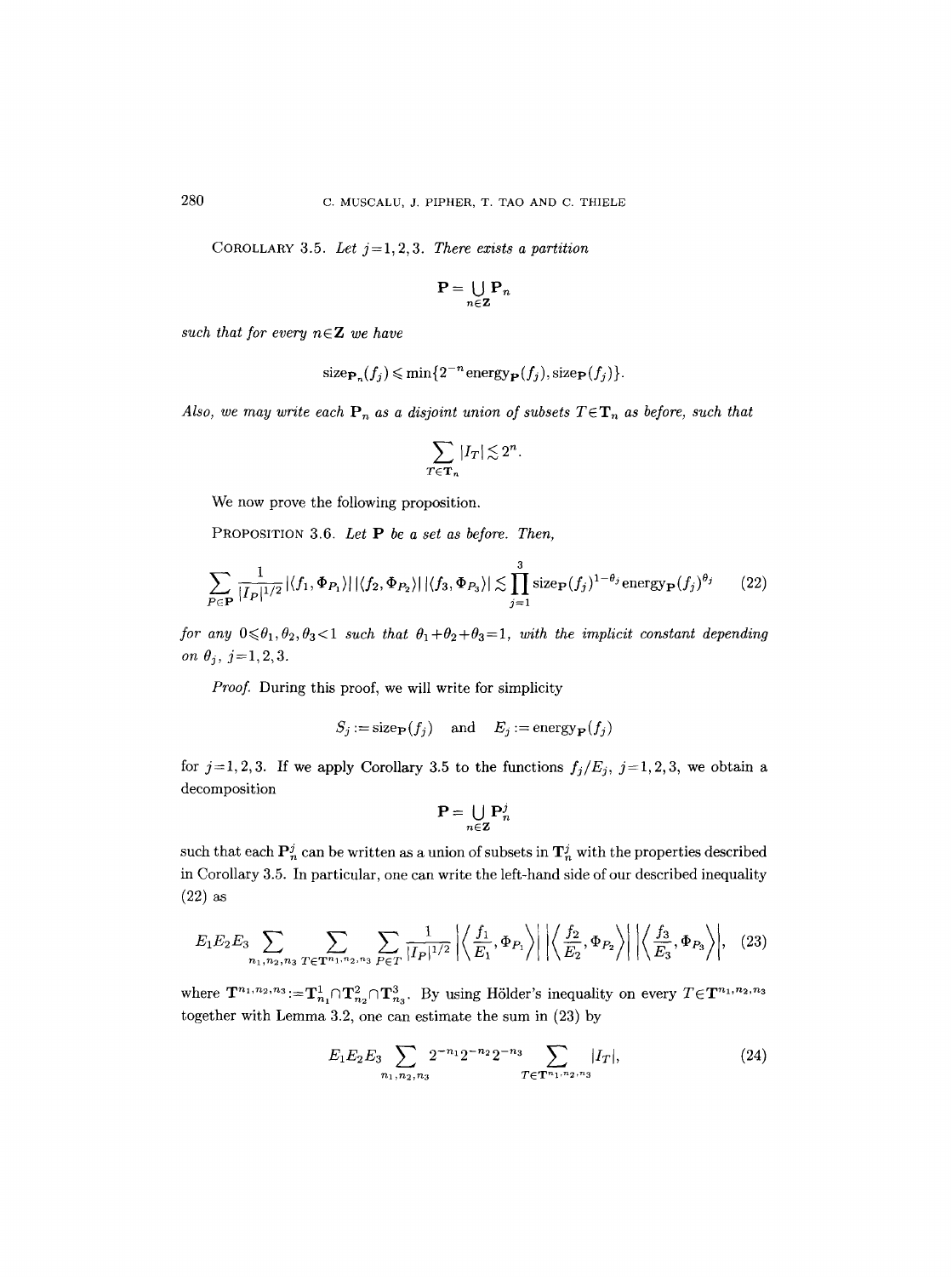Corollary 3.5. *Let $j=1,2,3$. There exists a partition*

$$\mathbf{P}=\bigcup_{n\in\mathbf{Z}}\mathbf{P}_n$$

*such that for every $n\in\mathbf{Z}$ we have*

$$\operatorname{size}_{\mathbf{P}_n}(f_j)\leqslant\min\{2^{-n}\operatorname{energy}_{\mathbf{P}}(f_j),\operatorname{size}_{\mathbf{P}}(f_j)\}.$$

*Also, we may write each $\mathbf{P}_n$ as a disjoint union of subsets $T\in\mathbf{T}_n$ as before, such that*

$$\sum_{T\in\mathbf{T}_n}|I_T|\lesssim 2^n.$$

We now prove the following proposition.

Proposition 3.6. *Let $\mathbf{P}$ be a set as before. Then,*

$$\sum_{P\in\mathbf{P}}\frac{1}{|I_P|^{1/2}}|\langle f_1,\Phi_{P_1}\rangle|\,|\langle f_2,\Phi_{P_2}\rangle|\,|\langle f_3,\Phi_{P_3}\rangle|\lesssim\prod_{j=1}^{3}\operatorname{size}_{\mathbf{P}}(f_j)^{1-\theta_j}\operatorname{energy}_{\mathbf{P}}(f_j)^{\theta_j}\tag{22}$$

*for any $0\leqslant\theta_1,\theta_2,\theta_3<1$ such that $\theta_1+\theta_2+\theta_3=1$, with the implicit constant depending on $\theta_j$, $j=1,2,3$.*

*Proof.* During this proof, we will write for simplicity

$$S_j:=\operatorname{size}_{\mathbf{P}}(f_j)\quad\text{and}\quad E_j:=\operatorname{energy}_{\mathbf{P}}(f_j)$$

for $j=1,2,3$. If we apply Corollary 3.5 to the functions $f_j/E_j$, $j=1,2,3$, we obtain a decomposition

$$\mathbf{P}=\bigcup_{n\in\mathbf{Z}}\mathbf{P}_n^j$$

such that each $\mathbf{P}_n^j$ can be written as a union of subsets in $\mathbf{T}_n^j$ with the properties described in Corollary 3.5. In particular, one can write the left-hand side of our described inequality (22) as

$$E_1E_2E_3\sum_{n_1,n_2,n_3}\sum_{T\in\mathbf{T}^{n_1,n_2,n_3}}\sum_{P\in T}\frac{1}{|I_P|^{1/2}}\left|\left\langle\frac{f_1}{E_1},\Phi_{P_1}\right\rangle\right|\left|\left\langle\frac{f_2}{E_2},\Phi_{P_2}\right\rangle\right|\left|\left\langle\frac{f_3}{E_3},\Phi_{P_3}\right\rangle\right|,\tag{23}$$

where $\mathbf{T}^{n_1,n_2,n_3}:=\mathbf{T}^1_{n_1}\cap\mathbf{T}^2_{n_2}\cap\mathbf{T}^3_{n_3}$. By using Hölder's inequality on every $T\in\mathbf{T}^{n_1,n_2,n_3}$ together with Lemma 3.2, one can estimate the sum in (23) by

$$E_1E_2E_3\sum_{n_1,n_2,n_3}2^{-n_1}2^{-n_2}2^{-n_3}\sum_{T\in\mathbf{T}^{n_1,n_2,n_3}}|I_T|,\tag{24}$$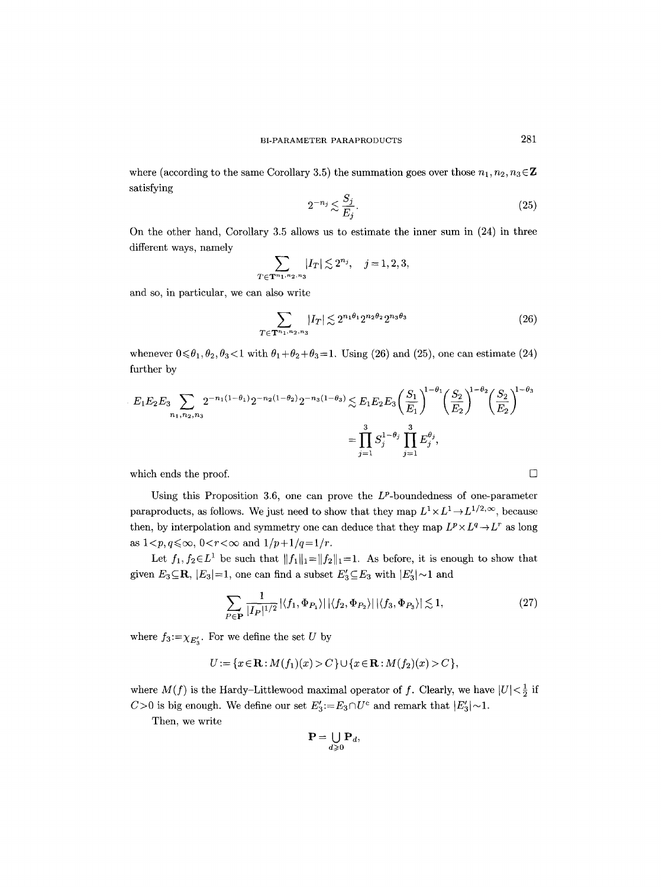where (according to the same Corollary 3.5) the summation goes over those $n_1, n_2, n_3 \in \mathbf{Z}$ satisfying

$$2^{-n_j} \lesssim \frac{S_j}{E_j}. \tag{25}$$

On the other hand, Corollary 3.5 allows us to estimate the inner sum in (24) in three different ways, namely

$$\sum_{T \in \mathbf{T}^{n_1, n_2, n_3}} |I_T| \lesssim 2^{n_j}, \quad j = 1, 2, 3,$$

and so, in particular, we can also write

$$\sum_{T \in \mathbf{T}^{n_1, n_2, n_3}} |I_T| \lesssim 2^{n_1 \theta_1} 2^{n_2 \theta_2} 2^{n_3 \theta_3} \tag{26}$$

whenever $0 \leqslant \theta_1, \theta_2, \theta_3 < 1$ with $\theta_1 + \theta_2 + \theta_3 = 1$. Using (26) and (25), one can estimate (24) further by

$$\begin{aligned} E_1 E_2 E_3 \sum_{n_1, n_2, n_3} 2^{-n_1(1-\theta_1)} 2^{-n_2(1-\theta_2)} 2^{-n_3(1-\theta_3)} &\lesssim E_1 E_2 E_3 \left(\frac{S_1}{E_1}\right)^{1-\theta_1} \left(\frac{S_2}{E_2}\right)^{1-\theta_2} \left(\frac{S_2}{E_2}\right)^{1-\theta_3} \\ &= \prod_{j=1}^{3} S_j^{1-\theta_j} \prod_{j=1}^{3} E_j^{\theta_j}, \end{aligned}$$

which ends the proof. $\square$

Using this Proposition 3.6, one can prove the $L^p$-boundedness of one-parameter paraproducts, as follows. We just need to show that they map $L^1 \times L^1 \to L^{1/2, \infty}$, because then, by interpolation and symmetry one can deduce that they map $L^p \times L^q \to L^r$ as long as $1 < p, q \leqslant \infty$, $0 < r < \infty$ and $1/p + 1/q = 1/r$.

Let $f_1, f_2 \in L^1$ be such that $\|f_1\|_1 = \|f_2\|_1 = 1$. As before, it is enough to show that given $E_3 \subseteq \mathbf{R}$, $|E_3| = 1$, one can find a subset $E_3' \subseteq E_3$ with $|E_3'| \sim 1$ and

$$\sum_{P \in \mathbf{P}} \frac{1}{|I_P|^{1/2}} |\langle f_1, \Phi_{P_1} \rangle| \, |\langle f_2, \Phi_{P_2} \rangle| \, |\langle f_3, \Phi_{P_3} \rangle| \lesssim 1, \tag{27}$$

where $f_3 := \chi_{E_3'}$. For we define the set $U$ by

$$U := \{x \in \mathbf{R} : M(f_1)(x) > C\} \cup \{x \in \mathbf{R} : M(f_2)(x) > C\},$$

where $M(f)$ is the Hardy–Littlewood maximal operator of $f$. Clearly, we have $|U| < \frac{1}{2}$ if $C > 0$ is big enough. We define our set $E_3' := E_3 \cap U^c$ and remark that $|E_3'| \sim 1$.

Then, we write

$$\mathbf{P} = \bigcup_{d \geqslant 0} \mathbf{P}_d,$$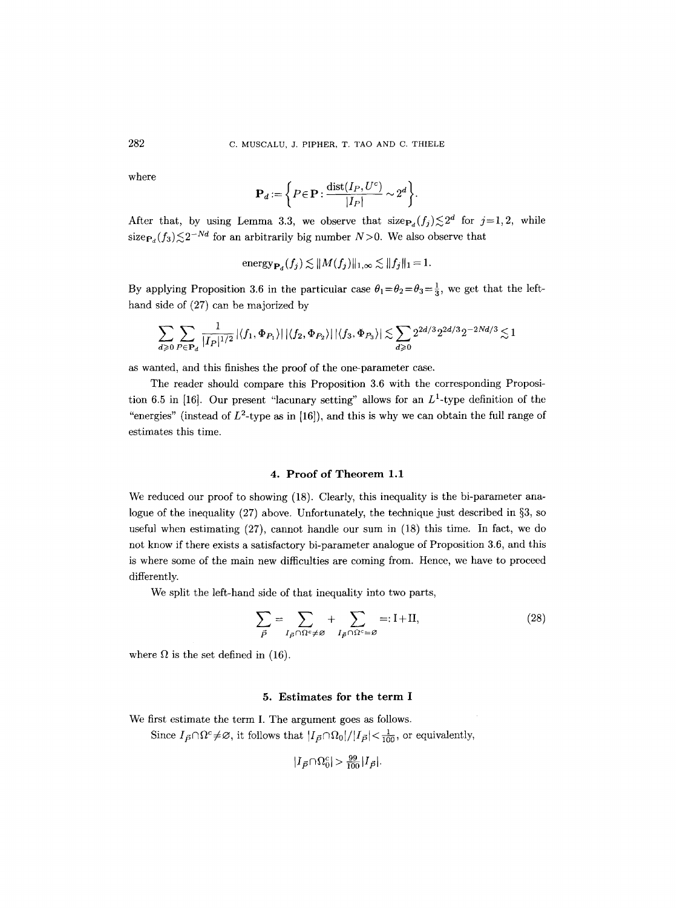where

$$\mathbf{P}_d := \left\{ P \in \mathbf{P} : \frac{\operatorname{dist}(I_P, U^c)}{|I_P|} \sim 2^d \right\}.$$

After that, by using Lemma 3.3, we observe that $\operatorname{size}_{\mathbf{P}_d}(f_j) \lesssim 2^d$ for $j=1,2$, while $\operatorname{size}_{\mathbf{P}_d}(f_3) \lesssim 2^{-Nd}$ for an arbitrarily big number $N>0$. We also observe that

$$\operatorname{energy}_{\mathbf{P}_d}(f_j) \lesssim \|M(f_j)\|_{1,\infty} \lesssim \|f_j\|_1 = 1.$$

By applying Proposition 3.6 in the particular case $\theta_1=\theta_2=\theta_3=\frac{1}{3}$, we get that the left-hand side of (27) can be majorized by

$$\sum_{d \geqslant 0} \sum_{P \in \mathbf{P}_d} \frac{1}{|I_P|^{1/2}} |\langle f_1, \Phi_{P_1} \rangle| \, |\langle f_2, \Phi_{P_2} \rangle| \, |\langle f_3, \Phi_{P_3} \rangle| \lesssim \sum_{d \geqslant 0} 2^{2d/3} 2^{2d/3} 2^{-2Nd/3} \lesssim 1$$

as wanted, and this finishes the proof of the one-parameter case.

The reader should compare this Proposition 3.6 with the corresponding Proposition 6.5 in [16]. Our present "lacunary setting" allows for an $L^1$-type definition of the "energies" (instead of $L^2$-type as in [16]), and this is why we can obtain the full range of estimates this time.

## 4. Proof of Theorem 1.1

We reduced our proof to showing (18). Clearly, this inequality is the bi-parameter analogue of the inequality (27) above. Unfortunately, the technique just described in §3, so useful when estimating (27), cannot handle our sum in (18) this time. In fact, we do not know if there exists a satisfactory bi-parameter analogue of Proposition 3.6, and this is where some of the main new difficulties are coming from. Hence, we have to proceed differently.

We split the left-hand side of that inequality into two parts,

$$\sum_{\vec{P}} = \sum_{I_{\vec{P}} \cap \Omega^c \neq \varnothing} + \sum_{I_{\vec{P}} \cap \Omega^c = \varnothing} =: \mathrm{I} + \mathrm{II}, \tag{28}$$

where $\Omega$ is the set defined in (16).

## 5. Estimates for the term I

We first estimate the term I. The argument goes as follows.

Since $I_{\vec{P}} \cap \Omega^c \neq \varnothing$, it follows that $|I_{\vec{P}} \cap \Omega_0| / |I_{\vec{P}}| < \frac{1}{100}$, or equivalently,

$$|I_{\vec{P}} \cap \Omega_0^c| > \tfrac{99}{100} |I_{\vec{P}}|.$$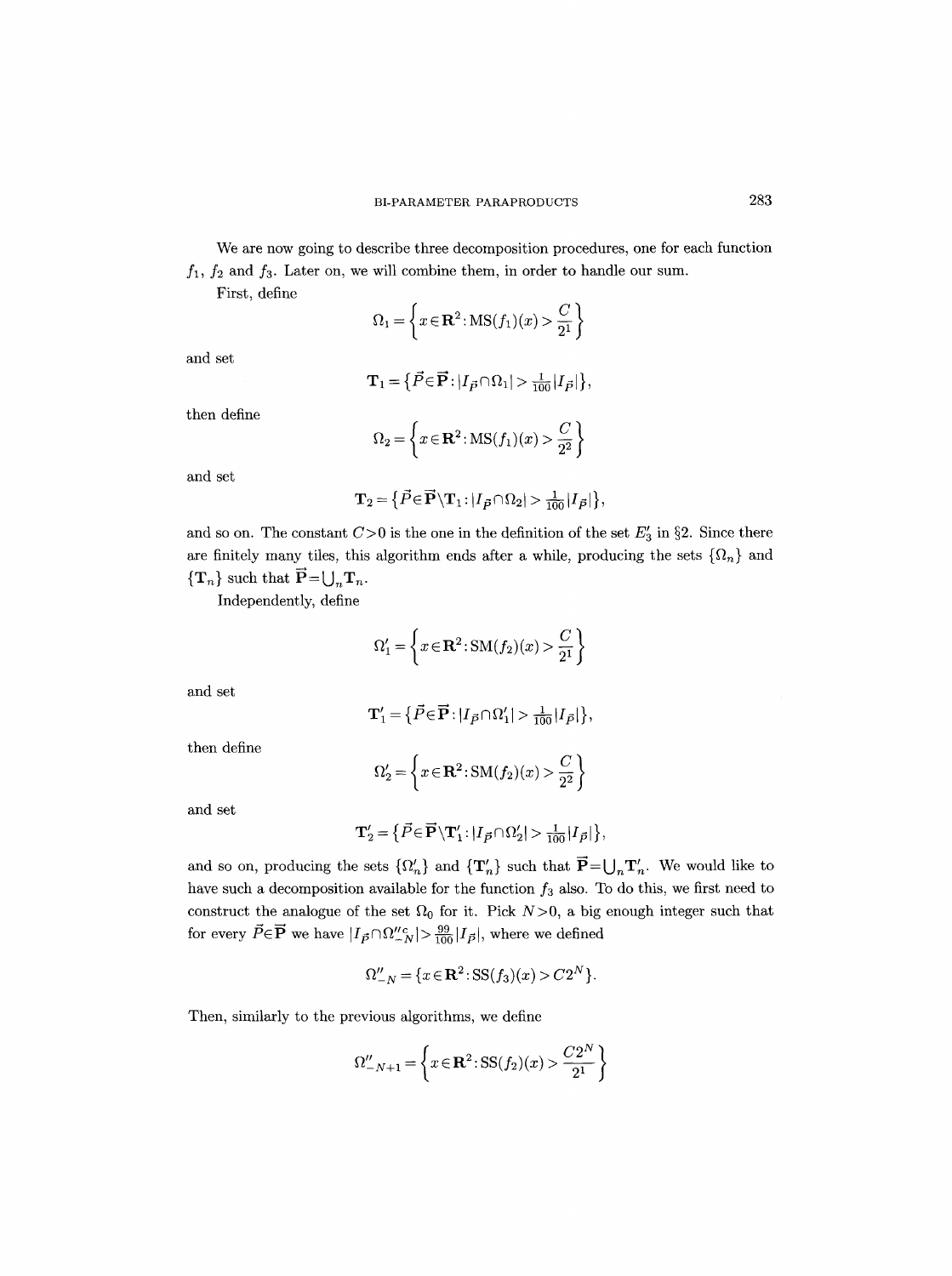We are now going to describe three decomposition procedures, one for each function $f_1$, $f_2$ and $f_3$. Later on, we will combine them, in order to handle our sum.

First, define

$$\Omega_1 = \left\{ x \in \mathbf{R}^2 : \mathrm{MS}(f_1)(x) > \frac{C}{2^1} \right\}$$

and set

$$\mathbf{T}_1 = \{ \vec{P} \in \vec{\mathbf{P}} : |I_{\vec{P}} \cap \Omega_1| > \tfrac{1}{100} |I_{\vec{P}}| \},$$

then define

$$\Omega_2 = \left\{ x \in \mathbf{R}^2 : \mathrm{MS}(f_1)(x) > \frac{C}{2^2} \right\}$$

and set

$$\mathbf{T}_2 = \{ \vec{P} \in \vec{\mathbf{P}} \setminus \mathbf{T}_1 : |I_{\vec{P}} \cap \Omega_2| > \tfrac{1}{100} |I_{\vec{P}}| \},$$

and so on. The constant $C > 0$ is the one in the definition of the set $E_3'$ in §2. Since there are finitely many tiles, this algorithm ends after a while, producing the sets $\{\Omega_n\}$ and $\{\mathbf{T}_n\}$ such that $\vec{\mathbf{P}} = \bigcup_n \mathbf{T}_n$.

Independently, define

$$\Omega_1' = \left\{ x \in \mathbf{R}^2 : \mathrm{SM}(f_2)(x) > \frac{C}{2^1} \right\}$$

and set

$$\mathbf{T}_1' = \{ \vec{P} \in \vec{\mathbf{P}} : |I_{\vec{P}} \cap \Omega_1'| > \tfrac{1}{100} |I_{\vec{P}}| \},$$

then define

$$\Omega_2' = \left\{ x \in \mathbf{R}^2 : \mathrm{SM}(f_2)(x) > \frac{C}{2^2} \right\}$$

and set

$$\mathbf{T}_2' = \{ \vec{P} \in \vec{\mathbf{P}} \setminus \mathbf{T}_1' : |I_{\vec{P}} \cap \Omega_2'| > \tfrac{1}{100} |I_{\vec{P}}| \},$$

and so on, producing the sets $\{\Omega_n'\}$ and $\{\mathbf{T}_n'\}$ such that $\vec{\mathbf{P}} = \bigcup_n \mathbf{T}_n'$. We would like to have such a decomposition available for the function $f_3$ also. To do this, we first need to construct the analogue of the set $\Omega_0$ for it. Pick $N > 0$, a big enough integer such that for every $\vec{P} \in \vec{\mathbf{P}}$ we have $|I_{\vec{P}} \cap \Omega_{-N}''^{c}| > \frac{99}{100} |I_{\vec{P}}|$, where we defined

$$\Omega_{-N}'' = \{ x \in \mathbf{R}^2 : \mathrm{SS}(f_3)(x) > C2^N \}.$$

Then, similarly to the previous algorithms, we define

$$\Omega_{-N+1}'' = \left\{ x \in \mathbf{R}^2 : \mathrm{SS}(f_2)(x) > \frac{C2^N}{2^1} \right\}$$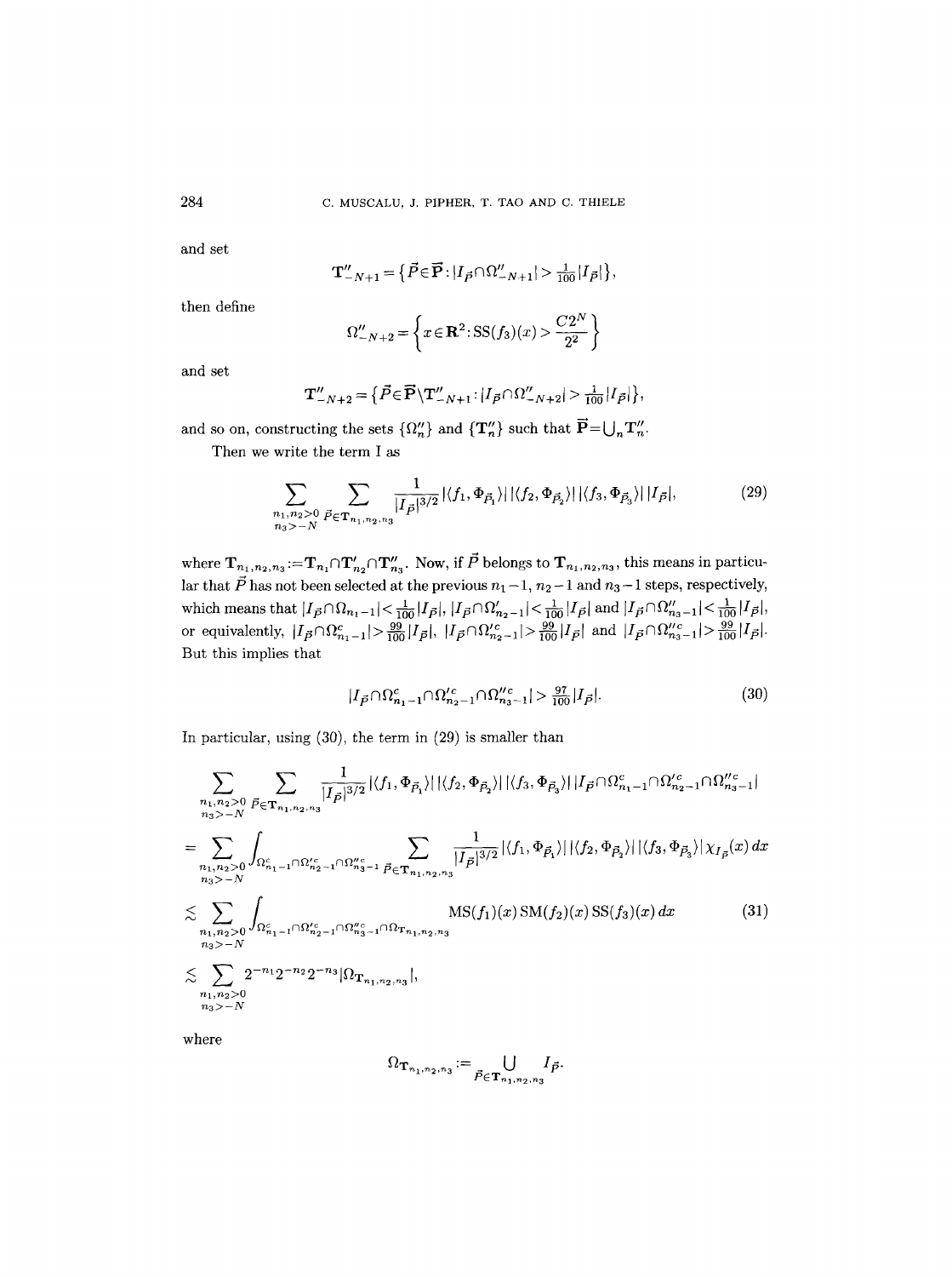and set

$$\mathbf{T}''_{-N+1} = \{\vec{P} \in \vec{\mathbf{P}} : |I_{\vec{P}} \cap \Omega''_{-N+1}| > \tfrac{1}{100}|I_{\vec{P}}|\},$$

then define

$$\Omega''_{-N+2} = \left\{ x \in \mathbf{R}^2 : \mathrm{SS}(f_3)(x) > \frac{C2^N}{2^2} \right\}$$

and set

$$\mathbf{T}''_{-N+2} = \{\vec{P} \in \vec{\mathbf{P}} \setminus \mathbf{T}''_{-N+1} : |I_{\vec{P}} \cap \Omega''_{-N+2}| > \tfrac{1}{100}|I_{\vec{P}}|\},$$

and so on, constructing the sets $\{\Omega''_n\}$ and $\{\mathbf{T}''_n\}$ such that $\vec{\mathbf{P}} = \bigcup_n \mathbf{T}''_n$.

Then we write the term I as

$$\sum_{\substack{n_1, n_2 > 0 \\ n_3 > -N}} \sum_{\vec{P} \in \mathbf{T}_{n_1, n_2, n_3}} \frac{1}{|I_{\vec{P}}|^{3/2}} |\langle f_1, \Phi_{\vec{P}_1} \rangle| \, |\langle f_2, \Phi_{\vec{P}_2} \rangle| \, |\langle f_3, \Phi_{\vec{P}_3} \rangle| \, |I_{\vec{P}}|, \tag{29}$$

where $\mathbf{T}_{n_1, n_2, n_3} := \mathbf{T}_{n_1} \cap \mathbf{T}'_{n_2} \cap \mathbf{T}''_{n_3}$. Now, if $\vec{P}$ belongs to $\mathbf{T}_{n_1, n_2, n_3}$, this means in particular that $\vec{P}$ has not been selected at the previous $n_1 - 1$, $n_2 - 1$ and $n_3 - 1$ steps, respectively, which means that $|I_{\vec{P}} \cap \Omega_{n_1 - 1}| < \frac{1}{100}|I_{\vec{P}}|$, $|I_{\vec{P}} \cap \Omega'_{n_2 - 1}| < \frac{1}{100}|I_{\vec{P}}|$ and $|I_{\vec{P}} \cap \Omega''_{n_3 - 1}| < \frac{1}{100}|I_{\vec{P}}|$, or equivalently, $|I_{\vec{P}} \cap \Omega^c_{n_1 - 1}| > \frac{99}{100}|I_{\vec{P}}|$, $|I_{\vec{P}} \cap \Omega'^c_{n_2 - 1}| > \frac{99}{100}|I_{\vec{P}}|$ and $|I_{\vec{P}} \cap \Omega''^c_{n_3 - 1}| > \frac{99}{100}|I_{\vec{P}}|$. But this implies that

$$|I_{\vec{P}} \cap \Omega^c_{n_1 - 1} \cap \Omega'^c_{n_2 - 1} \cap \Omega''^c_{n_3 - 1}| > \tfrac{97}{100}|I_{\vec{P}}|. \tag{30}$$

In particular, using (30), the term in (29) is smaller than

$$\begin{aligned}
&\sum_{\substack{n_1, n_2 > 0 \\ n_3 > -N}} \sum_{\vec{P} \in \mathbf{T}_{n_1, n_2, n_3}} \frac{1}{|I_{\vec{P}}|^{3/2}} |\langle f_1, \Phi_{\vec{P}_1} \rangle| \, |\langle f_2, \Phi_{\vec{P}_2} \rangle| \, |\langle f_3, \Phi_{\vec{P}_3} \rangle| \, |I_{\vec{P}} \cap \Omega^c_{n_1 - 1} \cap \Omega'^c_{n_2 - 1} \cap \Omega''^c_{n_3 - 1}| \\
&= \sum_{\substack{n_1, n_2 > 0 \\ n_3 > -N}} \int_{\Omega^c_{n_1 - 1} \cap \Omega'^c_{n_2 - 1} \cap \Omega''^c_{n_3 - 1}} \sum_{\vec{P} \in \mathbf{T}_{n_1, n_2, n_3}} \frac{1}{|I_{\vec{P}}|^{3/2}} |\langle f_1, \Phi_{\vec{P}_1} \rangle| \, |\langle f_2, \Phi_{\vec{P}_2} \rangle| \, |\langle f_3, \Phi_{\vec{P}_3} \rangle| \, \chi_{I_{\vec{P}}}(x) \, dx \\
&\lesssim \sum_{\substack{n_1, n_2 > 0 \\ n_3 > -N}} \int_{\Omega^c_{n_1 - 1} \cap \Omega'^c_{n_2 - 1} \cap \Omega''^c_{n_3 - 1} \cap \Omega_{\mathbf{T}_{n_1, n_2, n_3}}} \mathrm{MS}(f_1)(x) \, \mathrm{SM}(f_2)(x) \, \mathrm{SS}(f_3)(x) \, dx \\
&\lesssim \sum_{\substack{n_1, n_2 > 0 \\ n_3 > -N}} 2^{-n_1} 2^{-n_2} 2^{-n_3} |\Omega_{\mathbf{T}_{n_1, n_2, n_3}}|,
\end{aligned} \tag{31}$$

where

$$\Omega_{\mathbf{T}_{n_1, n_2, n_3}} := \bigcup_{\vec{P} \in \mathbf{T}_{n_1, n_2, n_3}} I_{\vec{P}}.$$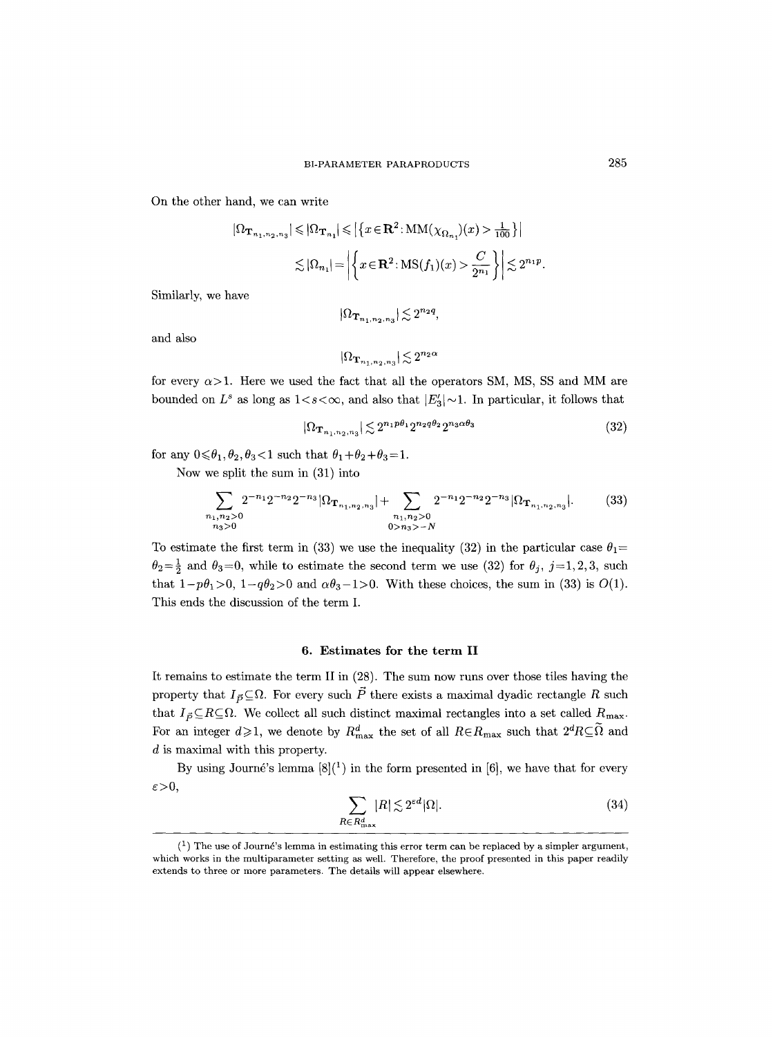On the other hand, we can write

$$|\Omega_{\mathbf{T}_{n_1,n_2,n_3}}| \leqslant |\Omega_{\mathbf{T}_{n_1}}| \leqslant |\{x \in \mathbf{R}^2 : \mathrm{MM}(\chi_{\Omega_{n_1}})(x) > \tfrac{1}{100}\}|$$

$$\lesssim |\Omega_{n_1}| = \left|\left\{x \in \mathbf{R}^2 : \mathrm{MS}(f_1)(x) > \frac{C}{2^{n_1}}\right\}\right| \lesssim 2^{n_1 p}.$$

Similarly, we have

$$|\Omega_{\mathbf{T}_{n_1,n_2,n_3}}| \lesssim 2^{n_2 q},$$

and also

$$|\Omega_{\mathbf{T}_{n_1,n_2,n_3}}| \lesssim 2^{n_2 \alpha}$$

for every $\alpha > 1$. Here we used the fact that all the operators SM, MS, SS and MM are bounded on $L^s$ as long as $1 < s < \infty$, and also that $|E_3'| \sim 1$. In particular, it follows that

$$|\Omega_{\mathbf{T}_{n_1,n_2,n_3}}| \lesssim 2^{n_1 p \theta_1} 2^{n_2 q \theta_2} 2^{n_3 \alpha \theta_3} \tag{32}$$

for any $0 \leqslant \theta_1, \theta_2, \theta_3 < 1$ such that $\theta_1 + \theta_2 + \theta_3 = 1$.

Now we split the sum in (31) into

$$\sum_{\substack{n_1,n_2>0 \\ n_3>0}} 2^{-n_1} 2^{-n_2} 2^{-n_3} |\Omega_{\mathbf{T}_{n_1,n_2,n_3}}| + \sum_{\substack{n_1,n_2>0 \\ 0>n_3>-N}} 2^{-n_1} 2^{-n_2} 2^{-n_3} |\Omega_{\mathbf{T}_{n_1,n_2,n_3}}|. \tag{33}$$

To estimate the first term in (33) we use the inequality (32) in the particular case $\theta_1 = \theta_2 = \frac{1}{2}$ and $\theta_3 = 0$, while to estimate the second term we use (32) for $\theta_j$, $j = 1, 2, 3$, such that $1 - p\theta_1 > 0$, $1 - q\theta_2 > 0$ and $\alpha\theta_3 - 1 > 0$. With these choices, the sum in (33) is $O(1)$. This ends the discussion of the term I.

## 6. Estimates for the term II

It remains to estimate the term II in (28). The sum now runs over those tiles having the property that $I_{\vec{P}} \subseteq \Omega$. For every such $\vec{P}$ there exists a maximal dyadic rectangle $R$ such that $I_{\vec{P}} \subseteq R \subseteq \Omega$. We collect all such distinct maximal rectangles into a set called $R_{\max}$. For an integer $d \geqslant 1$, we denote by $R^d_{\max}$ the set of all $R \in R_{\max}$ such that $2^d R \subseteq \widetilde{\Omega}$ and $d$ is maximal with this property.

By using Journé's lemma [8](1) in the form presented in [6], we have that for every $\varepsilon > 0$,

$$\sum_{R \in R^d_{\max}} |R| \lesssim 2^{\varepsilon d} |\Omega|. \tag{34}$$

(1) The use of Journé's lemma in estimating this error term can be replaced by a simpler argument, which works in the multiparameter setting as well. Therefore, the proof presented in this paper readily extends to three or more parameters. The details will appear elsewhere.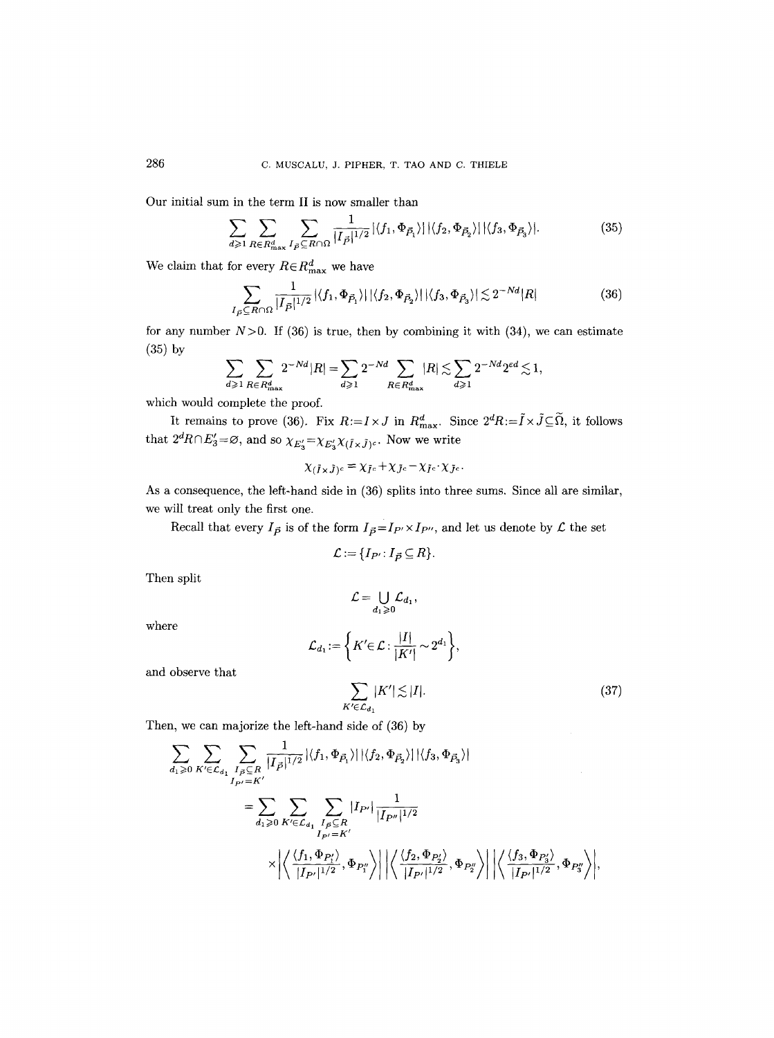Our initial sum in the term II is now smaller than

$$\sum_{d\geqslant 1}\sum_{R\in R^d_{\max}}\sum_{I_{\vec P}\subseteq R\cap\Omega}\frac{1}{|I_{\vec P}|^{1/2}}|\langle f_1,\Phi_{\vec P_1}\rangle|\,|\langle f_2,\Phi_{\vec P_2}\rangle|\,|\langle f_3,\Phi_{\vec P_3}\rangle|. \tag{35}$$

We claim that for every $R\in R^d_{\max}$ we have

$$\sum_{I_{\vec P}\subseteq R\cap\Omega}\frac{1}{|I_{\vec P}|^{1/2}}|\langle f_1,\Phi_{\vec P_1}\rangle|\,|\langle f_2,\Phi_{\vec P_2}\rangle|\,|\langle f_3,\Phi_{\vec P_3}\rangle|\lesssim 2^{-Nd}|R| \tag{36}$$

for any number $N>0$. If (36) is true, then by combining it with (34), we can estimate (35) by

$$\sum_{d\geqslant 1}\sum_{R\in R^d_{\max}}2^{-Nd}|R|=\sum_{d\geqslant 1}2^{-Nd}\sum_{R\in R^d_{\max}}|R|\lesssim\sum_{d\geqslant 1}2^{-Nd}2^{ed}\lesssim 1,$$

which would complete the proof.

It remains to prove (36). Fix $R:=I\times J$ in $R^d_{\max}$. Since $2^dR:=\tilde I\times\tilde J\subseteq\widetilde\Omega$, it follows that $2^dR\cap E_3'=\varnothing$, and so $\chi_{E_3'}=\chi_{E_3'}\chi_{(\tilde I\times\tilde J)^c}$. Now we write

$$\chi_{(\tilde I\times\tilde J)^c}=\chi_{\tilde I^c}+\chi_{\tilde J^c}-\chi_{\tilde I^c}\cdot\chi_{\tilde J^c}.$$

As a consequence, the left-hand side in (36) splits into three sums. Since all are similar, we will treat only the first one.

Recall that every $I_{\vec P}$ is of the form $I_{\vec P}=I_{P'}\times I_{P''}$, and let us denote by $\mathcal{L}$ the set

$$\mathcal{L}:=\{I_{P'}:I_{\vec P}\subseteq R\}.$$

Then split

$$\mathcal{L}=\bigcup_{d_1\geqslant 0}\mathcal{L}_{d_1},$$

where

$$\mathcal{L}_{d_1}:=\biggl\{K'\in\mathcal{L}:\frac{|I|}{|K'|}\sim 2^{d_1}\biggr\},$$

and observe that

$$\sum_{K'\in\mathcal{L}_{d_1}}|K'|\lesssim|I|. \tag{37}$$

Then, we can majorize the left-hand side of (36) by

$$\begin{aligned}
&\sum_{d_1\geqslant 0}\sum_{K'\in\mathcal{L}_{d_1}}\sum_{\substack{I_{\vec P}\subseteq R\\ I_{P'}=K'}}\frac{1}{|I_{\vec P}|^{1/2}}|\langle f_1,\Phi_{\vec P_1}\rangle|\,|\langle f_2,\Phi_{\vec P_2}\rangle|\,|\langle f_3,\Phi_{\vec P_3}\rangle|\\
&\qquad=\sum_{d_1\geqslant 0}\sum_{K'\in\mathcal{L}_{d_1}}\sum_{\substack{I_{\vec P}\subseteq R\\ I_{P'}=K'}}|I_{P'}|\frac{1}{|I_{P''}|^{1/2}}\\
&\qquad\qquad\times\biggl|\biggl\langle\frac{\langle f_1,\Phi_{P_1'}\rangle}{|I_{P'}|^{1/2}},\Phi_{P_1''}\biggr\rangle\biggr|\,\biggl|\biggl\langle\frac{\langle f_2,\Phi_{P_2'}\rangle}{|I_{P'}|^{1/2}},\Phi_{P_2''}\biggr\rangle\biggr|\,\biggl|\biggl\langle\frac{\langle f_3,\Phi_{P_3'}\rangle}{|I_{P'}|^{1/2}},\Phi_{P_3''}\biggr\rangle\biggr|,
\end{aligned}$$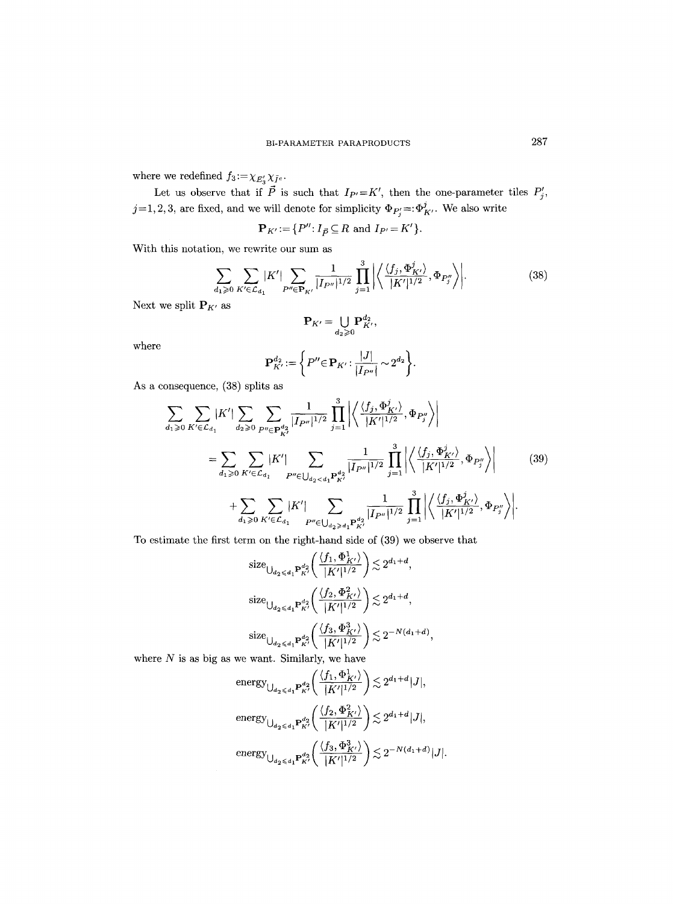where we redefined $f_3 := \chi_{E_3'} \chi_{\tilde{J}^c}$.

Let us observe that if $\vec{P}$ is such that $I_{P'} = K'$, then the one-parameter tiles $P_j'$, $j = 1, 2, 3$, are fixed, and we will denote for simplicity $\Phi_{P_j'} =: \Phi_{K'}^j$. We also write

$$\mathbf{P}_{K'} := \{P'' : I_{\vec{P}} \subseteq R \text{ and } I_{P'} = K'\}.$$

With this notation, we rewrite our sum as

$$\sum_{d_1 \geqslant 0} \sum_{K' \in \mathcal{L}_{d_1}} |K'| \sum_{P'' \in \mathbf{P}_{K'}} \frac{1}{|I_{P''}|^{1/2}} \prod_{j=1}^{3} \left| \left\langle \frac{\langle f_j, \Phi_{K'}^j \rangle}{|K'|^{1/2}}, \Phi_{P_j''} \right\rangle \right|. \tag{38}$$

Next we split $\mathbf{P}_{K'}$ as

$$\mathbf{P}_{K'} = \bigcup_{d_2 \geqslant 0} \mathbf{P}_{K'}^{d_2},$$

where

$$\mathbf{P}_{K'}^{d_2} := \left\{ P'' \in \mathbf{P}_{K'} : \frac{|J|}{|I_{P''}|} \sim 2^{d_2} \right\}.$$

As a consequence, (38) splits as

$$\begin{aligned}
&\sum_{d_1 \geqslant 0} \sum_{K' \in \mathcal{L}_{d_1}} |K'| \sum_{d_2 \geqslant 0} \sum_{P'' \in \mathbf{P}_{K'}^{d_2}} \frac{1}{|I_{P''}|^{1/2}} \prod_{j=1}^{3} \left| \left\langle \frac{\langle f_j, \Phi_{K'}^j \rangle}{|K'|^{1/2}}, \Phi_{P_j''} \right\rangle \right| \\
&\quad = \sum_{d_1 \geqslant 0} \sum_{K' \in \mathcal{L}_{d_1}} |K'| \sum_{P'' \in \bigcup_{d_2 < d_1} \mathbf{P}_{K'}^{d_2}} \frac{1}{|I_{P''}|^{1/2}} \prod_{j=1}^{3} \left| \left\langle \frac{\langle f_j, \Phi_{K'}^j \rangle}{|K'|^{1/2}}, \Phi_{P_j''} \right\rangle \right| \\
&\quad\quad + \sum_{d_1 \geqslant 0} \sum_{K' \in \mathcal{L}_{d_1}} |K'| \sum_{P'' \in \bigcup_{d_2 \geqslant d_1} \mathbf{P}_{K'}^{d_2}} \frac{1}{|I_{P''}|^{1/2}} \prod_{j=1}^{3} \left| \left\langle \frac{\langle f_j, \Phi_{K'}^j \rangle}{|K'|^{1/2}}, \Phi_{P_j''} \right\rangle \right|.
\end{aligned} \tag{39}$$

To estimate the first term on the right-hand side of (39) we observe that

$$\operatorname{size}_{\bigcup_{d_2 \leqslant d_1} \mathbf{P}_{K'}^{d_2}} \left( \frac{\langle f_1, \Phi_{K'}^1 \rangle}{|K'|^{1/2}} \right) \lesssim 2^{d_1 + d},$$

$$\operatorname{size}_{\bigcup_{d_2 \leqslant d_1} \mathbf{P}_{K'}^{d_2}} \left( \frac{\langle f_2, \Phi_{K'}^2 \rangle}{|K'|^{1/2}} \right) \lesssim 2^{d_1 + d},$$

$$\operatorname{size}_{\bigcup_{d_2 \leqslant d_1} \mathbf{P}_{K'}^{d_2}} \left( \frac{\langle f_3, \Phi_{K'}^3 \rangle}{|K'|^{1/2}} \right) \lesssim 2^{-N(d_1 + d)},$$

where $N$ is as big as we want. Similarly, we have

$$\operatorname{energy}_{\bigcup_{d_2 \leqslant d_1} \mathbf{P}_{K'}^{d_2}} \left( \frac{\langle f_1, \Phi_{K'}^1 \rangle}{|K'|^{1/2}} \right) \lesssim 2^{d_1 + d} |J|,$$

$$\operatorname{energy}_{\bigcup_{d_2 \leqslant d_1} \mathbf{P}_{K'}^{d_2}} \left( \frac{\langle f_2, \Phi_{K'}^2 \rangle}{|K'|^{1/2}} \right) \lesssim 2^{d_1 + d} |J|,$$

$$\operatorname{energy}_{\bigcup_{d_2 \leqslant d_1} \mathbf{P}_{K'}^{d_2}} \left( \frac{\langle f_3, \Phi_{K'}^3 \rangle}{|K'|^{1/2}} \right) \lesssim 2^{-N(d_1 + d)} |J|.$$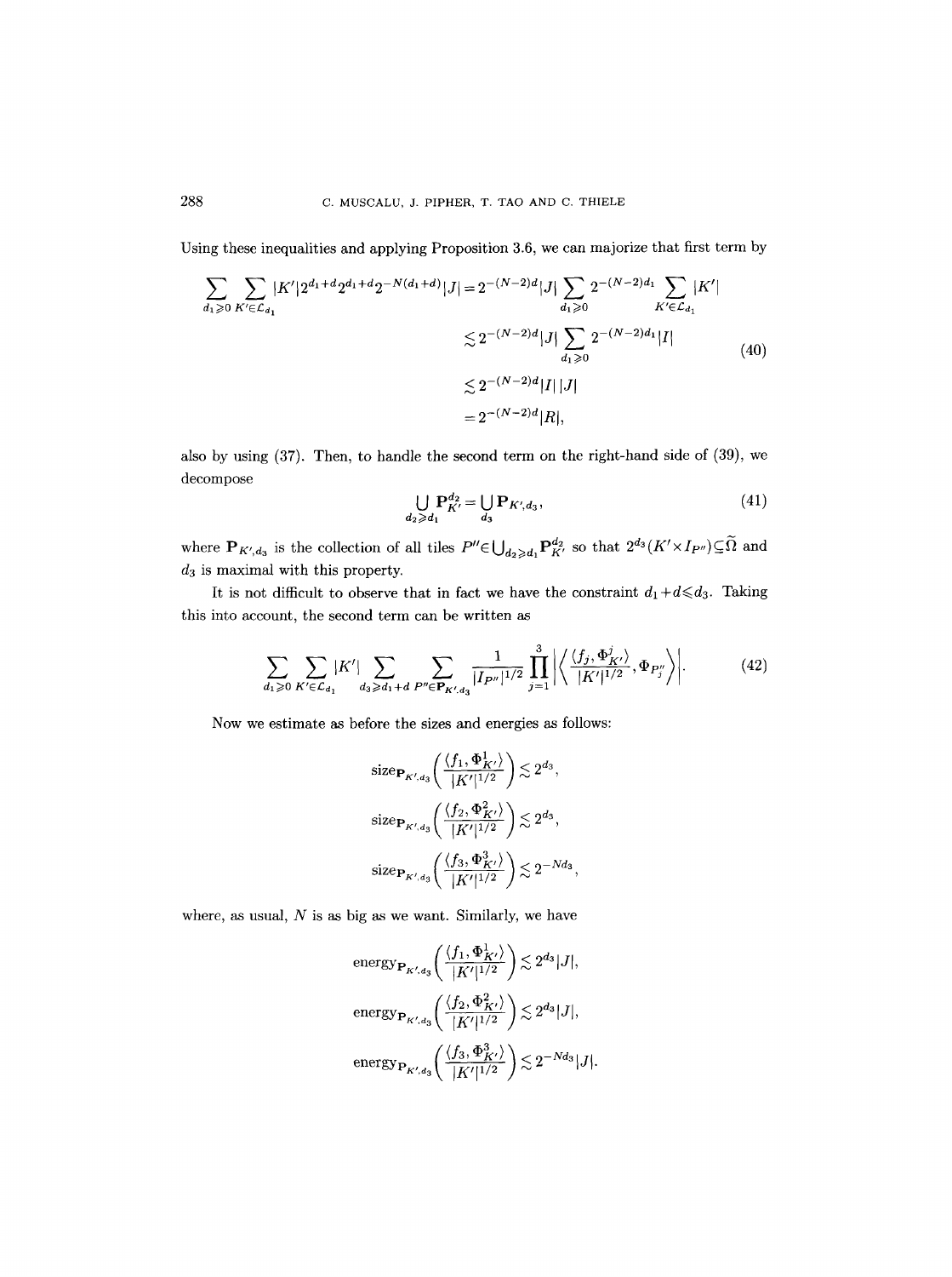Using these inequalities and applying Proposition 3.6, we can majorize that first term by

$$
\begin{aligned}
\sum_{d_1\geqslant 0}\sum_{K'\in\mathcal{L}_{d_1}} |K'| 2^{d_1+d} 2^{d_1+d} 2^{-N(d_1+d)} |J| &= 2^{-(N-2)d}|J| \sum_{d_1\geqslant 0} 2^{-(N-2)d_1} \sum_{K'\in\mathcal{L}_{d_1}} |K'| \\
&\lesssim 2^{-(N-2)d}|J| \sum_{d_1\geqslant 0} 2^{-(N-2)d_1} |I| \\
&\lesssim 2^{-(N-2)d}|I|\,|J| \\
&= 2^{-(N-2)d}|R|,
\end{aligned}
\tag{40}
$$

also by using (37). Then, to handle the second term on the right-hand side of (39), we decompose

$$
\bigcup_{d_2\geqslant d_1} \mathbf{P}_{K'}^{d_2} = \bigcup_{d_3} \mathbf{P}_{K',d_3}, \tag{41}
$$

where $\mathbf{P}_{K',d_3}$ is the collection of all tiles $P''\in\bigcup_{d_2\geqslant d_1}\mathbf{P}_{K'}^{d_2}$ so that $2^{d_3}(K'\times I_{P''})\subseteq\widetilde{\Omega}$ and $d_3$ is maximal with this property.

It is not difficult to observe that in fact we have the constraint $d_1+d\leqslant d_3$. Taking this into account, the second term can be written as

$$
\sum_{d_1\geqslant 0}\sum_{K'\in\mathcal{L}_{d_1}} |K'| \sum_{d_3\geqslant d_1+d}\sum_{P''\in\mathbf{P}_{K',d_3}} \frac{1}{|I_{P''}|^{1/2}} \prod_{j=1}^{3} \left| \left\langle \frac{\langle f_j, \Phi_{K'}^j\rangle}{|K'|^{1/2}}, \Phi_{P''_j} \right\rangle \right|. \tag{42}
$$

Now we estimate as before the sizes and energies as follows:

$$
\begin{aligned}
\operatorname{size}_{\mathbf{P}_{K',d_3}}\left(\frac{\langle f_1,\Phi_{K'}^1\rangle}{|K'|^{1/2}}\right) &\lesssim 2^{d_3}, \\
\operatorname{size}_{\mathbf{P}_{K',d_3}}\left(\frac{\langle f_2,\Phi_{K'}^2\rangle}{|K'|^{1/2}}\right) &\lesssim 2^{d_3}, \\
\operatorname{size}_{\mathbf{P}_{K',d_3}}\left(\frac{\langle f_3,\Phi_{K'}^3\rangle}{|K'|^{1/2}}\right) &\lesssim 2^{-Nd_3},
\end{aligned}
$$

where, as usual, $N$ is as big as we want. Similarly, we have

$$
\begin{aligned}
\operatorname{energy}_{\mathbf{P}_{K',d_3}}\left(\frac{\langle f_1,\Phi_{K'}^1\rangle}{|K'|^{1/2}}\right) &\lesssim 2^{d_3}|J|, \\
\operatorname{energy}_{\mathbf{P}_{K',d_3}}\left(\frac{\langle f_2,\Phi_{K'}^2\rangle}{|K'|^{1/2}}\right) &\lesssim 2^{d_3}|J|, \\
\operatorname{energy}_{\mathbf{P}_{K',d_3}}\left(\frac{\langle f_3,\Phi_{K'}^3\rangle}{|K'|^{1/2}}\right) &\lesssim 2^{-Nd_3}|J|.
\end{aligned}
$$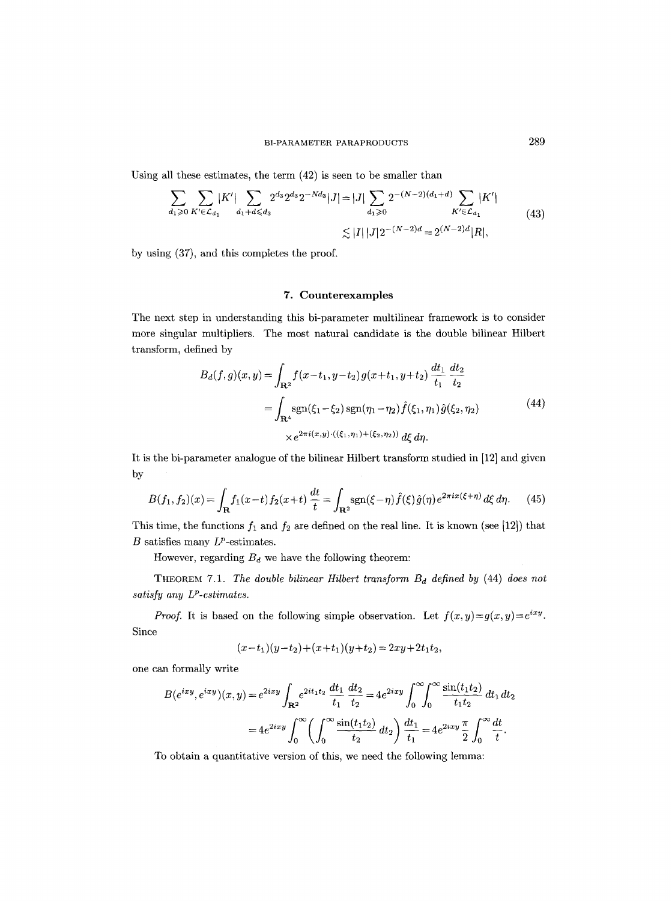Using all these estimates, the term (42) is seen to be smaller than

$$\sum_{d_1\geqslant 0}\sum_{K'\in\mathcal{L}_{d_1}}|K'|\sum_{d_1+d\leqslant d_3}2^{d_3}2^{d_3}2^{-Nd_3}|J|=|J|\sum_{d_1\geqslant 0}2^{-(N-2)(d_1+d)}\sum_{K'\in\mathcal{L}_{d_1}}|K'| \lesssim |I|\,|J|2^{-(N-2)d}=2^{(N-2)d}|R|, \tag{43}$$

by using (37), and this completes the proof.

## 7. Counterexamples

The next step in understanding this bi-parameter multilinear framework is to consider more singular multipliers. The most natural candidate is the double bilinear Hilbert transform, defined by

$$\begin{aligned}B_d(f,g)(x,y)&=\int_{\mathbf{R}^2}f(x-t_1,y-t_2)g(x+t_1,y+t_2)\,\frac{dt_1}{t_1}\,\frac{dt_2}{t_2}\\&=\int_{\mathbf{R}^4}\operatorname{sgn}(\xi_1-\xi_2)\operatorname{sgn}(\eta_1-\eta_2)\hat{f}(\xi_1,\eta_1)\hat{g}(\xi_2,\eta_2)\\&\quad\times e^{2\pi i(x,y)\cdot((\xi_1,\eta_1)+(\xi_2,\eta_2))}\,d\xi\,d\eta.\end{aligned} \tag{44}$$

It is the bi-parameter analogue of the bilinear Hilbert transform studied in [12] and given by

$$B(f_1,f_2)(x)=\int_{\mathbf{R}}f_1(x-t)f_2(x+t)\,\frac{dt}{t}=\int_{\mathbf{R}^2}\operatorname{sgn}(\xi-\eta)\hat{f}(\xi)\hat{g}(\eta)e^{2\pi ix(\xi+\eta)}\,d\xi\,d\eta. \tag{45}$$

This time, the functions $f_1$ and $f_2$ are defined on the real line. It is known (see [12]) that $B$ satisfies many $L^p$-estimates.

However, regarding $B_d$ we have the following theorem:

THEOREM 7.1. *The double bilinear Hilbert transform $B_d$ defined by (44) does not satisfy any $L^p$-estimates.*

*Proof.* It is based on the following simple observation. Let $f(x,y)=g(x,y)=e^{ixy}$. Since

$$(x-t_1)(y-t_2)+(x+t_1)(y+t_2)=2xy+2t_1t_2,$$

one can formally write

$$\begin{aligned}B(e^{ixy},e^{ixy})(x,y)&=e^{2ixy}\int_{\mathbf{R}^2}e^{2it_1t_2}\,\frac{dt_1}{t_1}\,\frac{dt_2}{t_2}=4e^{2ixy}\int_0^\infty\int_0^\infty\frac{\sin(t_1t_2)}{t_1t_2}\,dt_1\,dt_2\\&=4e^{2ixy}\int_0^\infty\left(\int_0^\infty\frac{\sin(t_1t_2)}{t_2}\,dt_2\right)\frac{dt_1}{t_1}=4e^{2ixy}\frac{\pi}{2}\int_0^\infty\frac{dt}{t}.\end{aligned}$$

To obtain a quantitative version of this, we need the following lemma: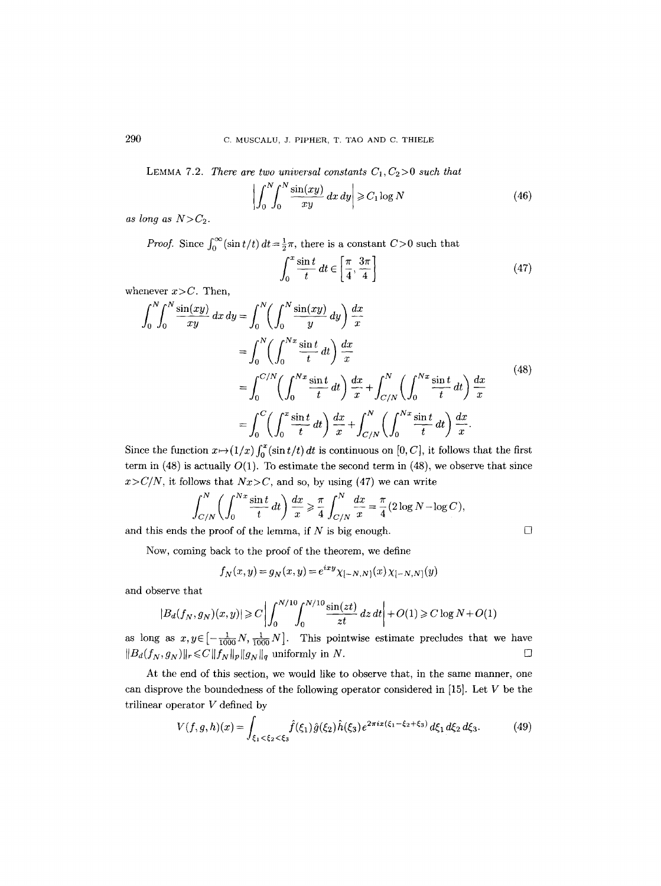**Lemma 7.2.** *There are two universal constants $C_1, C_2 > 0$ such that*

$$\left| \int_0^N \int_0^N \frac{\sin(xy)}{xy}\, dx\, dy \right| \geqslant C_1 \log N \tag{46}$$

*as long as $N > C_2$.*

*Proof.* Since $\int_0^\infty (\sin t/t)\, dt = \frac{1}{2}\pi$, there is a constant $C > 0$ such that

$$\int_0^x \frac{\sin t}{t}\, dt \in \left[\frac{\pi}{4}, \frac{3\pi}{4}\right] \tag{47}$$

whenever $x > C$. Then,

$$\begin{aligned}
\int_0^N \int_0^N \frac{\sin(xy)}{xy}\, dx\, dy &= \int_0^N \left( \int_0^N \frac{\sin(xy)}{y}\, dy \right) \frac{dx}{x} \\
&= \int_0^N \left( \int_0^{Nx} \frac{\sin t}{t}\, dt \right) \frac{dx}{x} \\
&= \int_0^{C/N} \left( \int_0^{Nx} \frac{\sin t}{t}\, dt \right) \frac{dx}{x} + \int_{C/N}^N \left( \int_0^{Nx} \frac{\sin t}{t}\, dt \right) \frac{dx}{x} \\
&= \int_0^C \left( \int_0^x \frac{\sin t}{t}\, dt \right) \frac{dx}{x} + \int_{C/N}^N \left( \int_0^{Nx} \frac{\sin t}{t}\, dt \right) \frac{dx}{x}.
\end{aligned} \tag{48}$$

Since the function $x \mapsto (1/x) \int_0^x (\sin t/t)\, dt$ is continuous on $[0, C]$, it follows that the first term in (48) is actually $O(1)$. To estimate the second term in (48), we observe that since $x > C/N$, it follows that $Nx > C$, and so, by using (47) we can write

$$\int_{C/N}^N \left( \int_0^{Nx} \frac{\sin t}{t}\, dt \right) \frac{dx}{x} \geqslant \frac{\pi}{4} \int_{C/N}^N \frac{dx}{x} = \frac{\pi}{4}(2 \log N - \log C),$$

and this ends the proof of the lemma, if $N$ is big enough. $\square$

Now, coming back to the proof of the theorem, we define

$$f_N(x, y) = g_N(x, y) = e^{ixy} \chi_{[-N,N]}(x) \chi_{[-N,N]}(y)$$

and observe that

$$|B_d(f_N, g_N)(x, y)| \geqslant C \left| \int_0^{N/10} \int_0^{N/10} \frac{\sin(zt)}{zt}\, dz\, dt \right| + O(1) \geqslant C \log N + O(1)$$

as long as $x, y \in \left[-\frac{1}{1000}N, \frac{1}{1000}N\right]$. This pointwise estimate precludes that we have $\|B_d(f_N, g_N)\|_r \leqslant C \|f_N\|_p \|g_N\|_q$ uniformly in $N$. $\square$

At the end of this section, we would like to observe that, in the same manner, one can disprove the boundedness of the following operator considered in [15]. Let $V$ be the trilinear operator $V$ defined by

$$V(f, g, h)(x) = \int_{\xi_1 < \xi_2 < \xi_3} \hat{f}(\xi_1) \hat{g}(\xi_2) \hat{h}(\xi_3) e^{2\pi i x(\xi_1 - \xi_2 + \xi_3)}\, d\xi_1\, d\xi_2\, d\xi_3. \tag{49}$$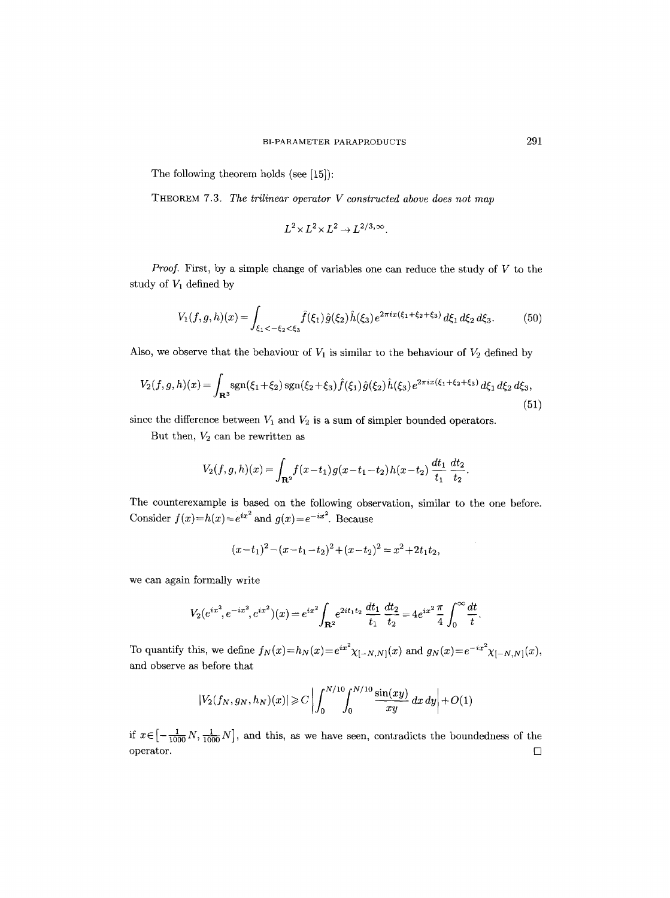The following theorem holds (see [15]):

THEOREM 7.3. *The trilinear operator $V$ constructed above does not map*

$$L^2 \times L^2 \times L^2 \to L^{2/3,\infty}.$$

*Proof.* First, by a simple change of variables one can reduce the study of $V$ to the study of $V_1$ defined by

$$V_1(f,g,h)(x) = \int_{\xi_1 < -\xi_2 < \xi_3} \hat{f}(\xi_1)\hat{g}(\xi_2)\hat{h}(\xi_3) e^{2\pi i x(\xi_1+\xi_2+\xi_3)}\, d\xi_1\, d\xi_2\, d\xi_3. \tag{50}$$

Also, we observe that the behaviour of $V_1$ is similar to the behaviour of $V_2$ defined by

$$V_2(f,g,h)(x) = \int_{\mathbf{R}^3} \operatorname{sgn}(\xi_1+\xi_2)\operatorname{sgn}(\xi_2+\xi_3)\hat{f}(\xi_1)\hat{g}(\xi_2)\hat{h}(\xi_3) e^{2\pi i x(\xi_1+\xi_2+\xi_3)}\, d\xi_1\, d\xi_2\, d\xi_3, \tag{51}$$

since the difference between $V_1$ and $V_2$ is a sum of simpler bounded operators.

But then, $V_2$ can be rewritten as

$$V_2(f,g,h)(x) = \int_{\mathbf{R}^2} f(x-t_1)g(x-t_1-t_2)h(x-t_2)\,\frac{dt_1}{t_1}\,\frac{dt_2}{t_2}.$$

The counterexample is based on the following observation, similar to the one before. Consider $f(x)=h(x)=e^{ix^2}$ and $g(x)=e^{-ix^2}$. Because

$$(x-t_1)^2-(x-t_1-t_2)^2+(x-t_2)^2 = x^2+2t_1t_2,$$

we can again formally write

$$V_2(e^{ix^2}, e^{-ix^2}, e^{ix^2})(x) = e^{ix^2}\int_{\mathbf{R}^2} e^{2it_1t_2}\,\frac{dt_1}{t_1}\,\frac{dt_2}{t_2} = 4e^{ix^2}\frac{\pi}{4}\int_0^\infty \frac{dt}{t}.$$

To quantify this, we define $f_N(x)=h_N(x)=e^{ix^2}\chi_{[-N,N]}(x)$ and $g_N(x)=e^{-ix^2}\chi_{[-N,N]}(x)$, and observe as before that

$$|V_2(f_N,g_N,h_N)(x)| \geqslant C\left|\int_0^{N/10}\int_0^{N/10} \frac{\sin(xy)}{xy}\,dx\,dy\right| + O(1)$$

if $x\in\left[-\frac{1}{1000}N, \frac{1}{1000}N\right]$, and this, as we have seen, contradicts the boundedness of the operator. $\square$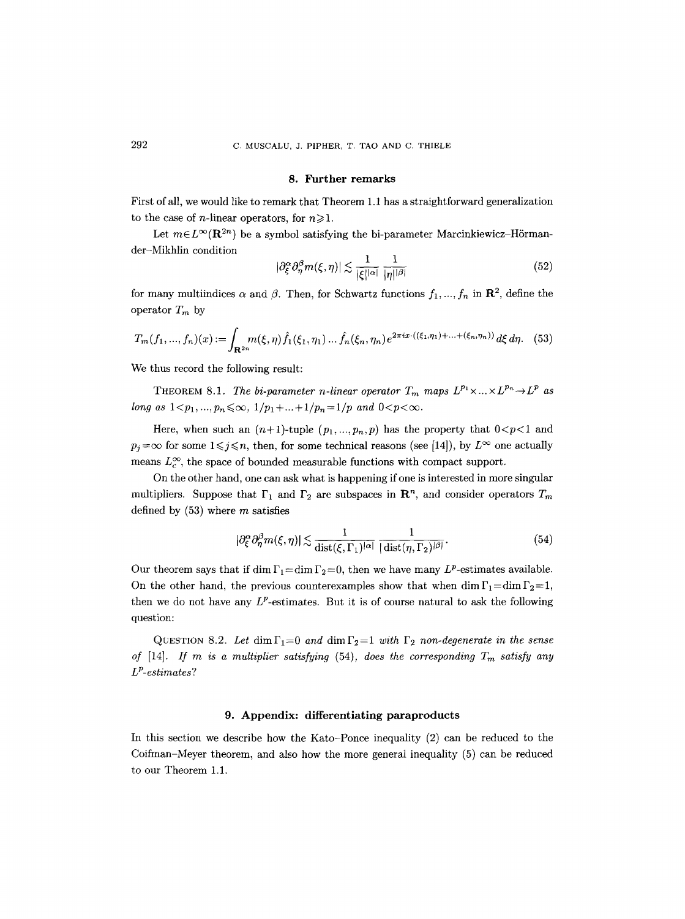## 8. Further remarks

First of all, we would like to remark that Theorem 1.1 has a straightforward generalization to the case of $n$-linear operators, for $n \geqslant 1$.

Let $m \in L^\infty(\mathbf{R}^{2n})$ be a symbol satisfying the bi-parameter Marcinkiewicz–Hörmander–Mikhlin condition

$$|\partial_\xi^\alpha \partial_\eta^\beta m(\xi, \eta)| \lesssim \frac{1}{|\xi|^{|\alpha|}} \frac{1}{|\eta|^{|\beta|}} \tag{52}$$

for many multiindices $\alpha$ and $\beta$. Then, for Schwartz functions $f_1, ..., f_n$ in $\mathbf{R}^2$, define the operator $T_m$ by

$$T_m(f_1, ..., f_n)(x) := \int_{\mathbf{R}^{2n}} m(\xi, \eta) \hat{f}_1(\xi_1, \eta_1) ... \hat{f}_n(\xi_n, \eta_n) e^{2\pi i x \cdot ((\xi_1, \eta_1) + ... + (\xi_n, \eta_n))} \, d\xi \, d\eta. \tag{53}$$

We thus record the following result:

**Theorem 8.1.** *The bi-parameter $n$-linear operator $T_m$ maps $L^{p_1} \times ... \times L^{p_n} \to L^p$ as long as $1 < p_1, ..., p_n \leqslant \infty$, $1/p_1 + ... + 1/p_n = 1/p$ and $0 < p < \infty$.*

Here, when such an $(n+1)$-tuple $(p_1, ..., p_n, p)$ has the property that $0 < p < 1$ and $p_j = \infty$ for some $1 \leqslant j \leqslant n$, then, for some technical reasons (see [14]), by $L^\infty$ one actually means $L_c^\infty$, the space of bounded measurable functions with compact support.

On the other hand, one can ask what is happening if one is interested in more singular multipliers. Suppose that $\Gamma_1$ and $\Gamma_2$ are subspaces in $\mathbf{R}^n$, and consider operators $T_m$ defined by (53) where $m$ satisfies

$$|\partial_\xi^\alpha \partial_\eta^\beta m(\xi, \eta)| \lesssim \frac{1}{\operatorname{dist}(\xi, \Gamma_1)^{|\alpha|}} \frac{1}{|\operatorname{dist}(\eta, \Gamma_2)^{|\beta|}}. \tag{54}$$

Our theorem says that if $\dim \Gamma_1 = \dim \Gamma_2 = 0$, then we have many $L^p$-estimates available. On the other hand, the previous counterexamples show that when $\dim \Gamma_1 = \dim \Gamma_2 = 1$, then we do not have any $L^p$-estimates. But it is of course natural to ask the following question:

**Question 8.2.** *Let $\dim \Gamma_1 = 0$ and $\dim \Gamma_2 = 1$ with $\Gamma_2$ non-degenerate in the sense of [14]. If $m$ is a multiplier satisfying (54), does the corresponding $T_m$ satisfy any $L^p$-estimates?*

## 9. Appendix: differentiating paraproducts

In this section we describe how the Kato–Ponce inequality (2) can be reduced to the Coifman–Meyer theorem, and also how the more general inequality (5) can be reduced to our Theorem 1.1.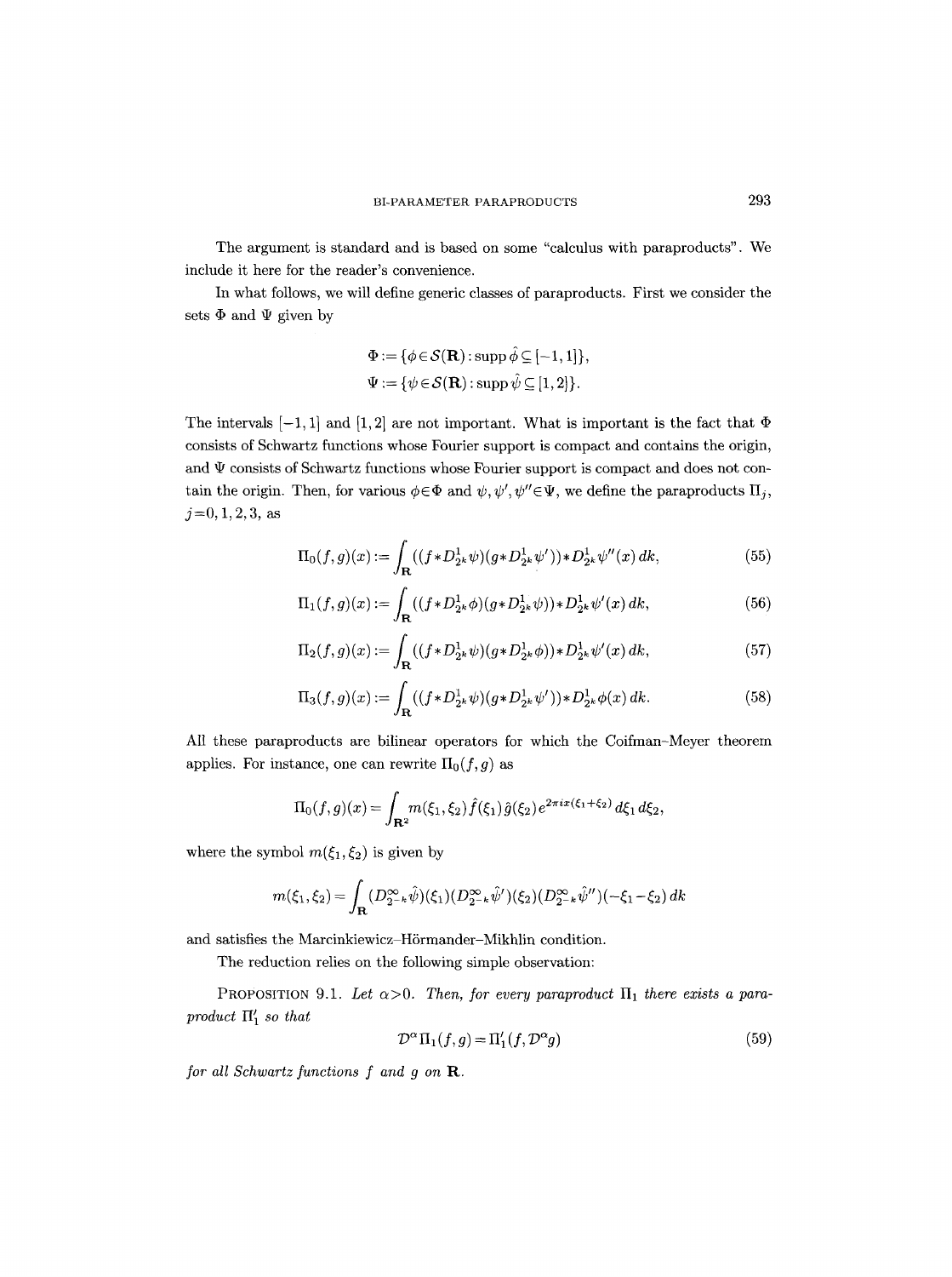The argument is standard and is based on some "calculus with paraproducts". We include it here for the reader's convenience.

In what follows, we will define generic classes of paraproducts. First we consider the sets $\Phi$ and $\Psi$ given by

$$\Phi := \{\phi \in \mathcal{S}(\mathbf{R}) : \operatorname{supp} \hat{\phi} \subseteq [-1,1]\},$$
$$\Psi := \{\psi \in \mathcal{S}(\mathbf{R}) : \operatorname{supp} \hat{\psi} \subseteq [1,2]\}.$$

The intervals $[-1,1]$ and $[1,2]$ are not important. What is important is the fact that $\Phi$ consists of Schwartz functions whose Fourier support is compact and contains the origin, and $\Psi$ consists of Schwartz functions whose Fourier support is compact and does not contain the origin. Then, for various $\phi \in \Phi$ and $\psi, \psi', \psi'' \in \Psi$, we define the paraproducts $\Pi_j$, $j=0,1,2,3$, as

$$\Pi_0(f,g)(x) := \int_{\mathbf{R}} ((f * D^1_{2^k}\psi)(g * D^1_{2^k}\psi')) * D^1_{2^k}\psi''(x)\, dk, \tag{55}$$

$$\Pi_1(f,g)(x) := \int_{\mathbf{R}} ((f * D^1_{2^k}\phi)(g * D^1_{2^k}\psi)) * D^1_{2^k}\psi'(x)\, dk, \tag{56}$$

$$\Pi_2(f,g)(x) := \int_{\mathbf{R}} ((f * D^1_{2^k}\psi)(g * D^1_{2^k}\phi)) * D^1_{2^k}\psi'(x)\, dk, \tag{57}$$

$$\Pi_3(f,g)(x) := \int_{\mathbf{R}} ((f * D^1_{2^k}\psi)(g * D^1_{2^k}\psi')) * D^1_{2^k}\phi(x)\, dk. \tag{58}$$

All these paraproducts are bilinear operators for which the Coifman–Meyer theorem applies. For instance, one can rewrite $\Pi_0(f,g)$ as

$$\Pi_0(f,g)(x) = \int_{\mathbf{R}^2} m(\xi_1,\xi_2)\hat{f}(\xi_1)\hat{g}(\xi_2)e^{2\pi i x(\xi_1+\xi_2)}\, d\xi_1\, d\xi_2,$$

where the symbol $m(\xi_1,\xi_2)$ is given by

$$m(\xi_1,\xi_2) = \int_{\mathbf{R}} (D^\infty_{2^{-k}}\hat{\psi})(\xi_1)(D^\infty_{2^{-k}}\hat{\psi}')(\xi_2)(D^\infty_{2^{-k}}\hat{\psi}'')(-\xi_1-\xi_2)\, dk$$

and satisfies the Marcinkiewicz–Hörmander–Mikhlin condition.

The reduction relies on the following simple observation:

Proposition 9.1. *Let $\alpha > 0$. Then, for every paraproduct $\Pi_1$ there exists a paraproduct $\Pi_1'$ so that*

$$\mathcal{D}^\alpha \Pi_1(f,g) = \Pi_1'(f, \mathcal{D}^\alpha g) \tag{59}$$

*for all Schwartz functions $f$ and $g$ on $\mathbf{R}$.*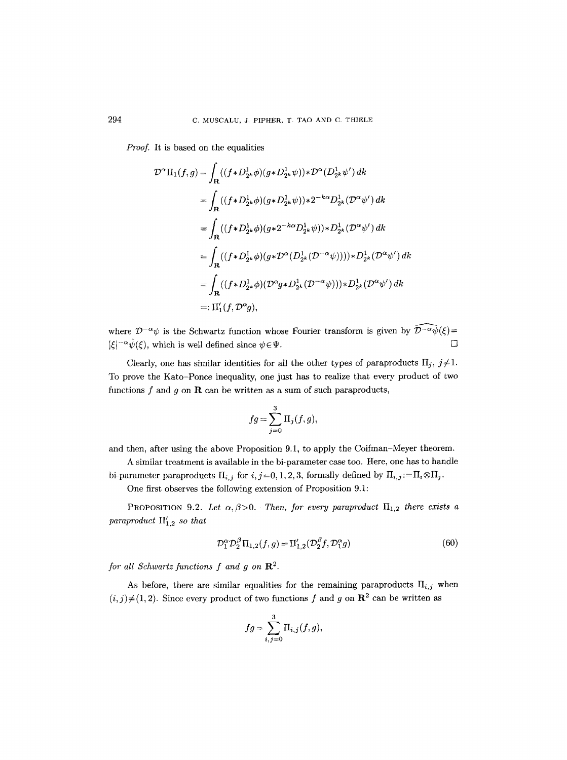*Proof.* It is based on the equalities

$$
\begin{aligned}
\mathcal{D}^\alpha \Pi_1(f,g) &= \int_{\mathbf{R}} ((f * D^1_{2^k}\phi)(g * D^1_{2^k}\psi)) * \mathcal{D}^\alpha (D^1_{2^k}\psi')\,dk \\
&= \int_{\mathbf{R}} ((f * D^1_{2^k}\phi)(g * D^1_{2^k}\psi)) * 2^{-k\alpha} D^1_{2^k}(\mathcal{D}^\alpha \psi')\,dk \\
&= \int_{\mathbf{R}} ((f * D^1_{2^k}\phi)(g * 2^{-k\alpha} D^1_{2^k}\psi)) * D^1_{2^k}(\mathcal{D}^\alpha \psi')\,dk \\
&= \int_{\mathbf{R}} ((f * D^1_{2^k}\phi)(g * \mathcal{D}^\alpha (D^1_{2^k}(\mathcal{D}^{-\alpha}\psi)))) * D^1_{2^k}(\mathcal{D}^\alpha \psi')\,dk \\
&= \int_{\mathbf{R}} ((f * D^1_{2^k}\phi)(\mathcal{D}^\alpha g * D^1_{2^k}(\mathcal{D}^{-\alpha}\psi))) * D^1_{2^k}(\mathcal{D}^\alpha \psi')\,dk \\
&=: \Pi'_1(f, \mathcal{D}^\alpha g),
\end{aligned}
$$

where $\mathcal{D}^{-\alpha}\psi$ is the Schwartz function whose Fourier transform is given by $\widehat{\mathcal{D}^{-\alpha}\psi}(\xi) = |\xi|^{-\alpha}\hat{\psi}(\xi)$, which is well defined since $\psi \in \Psi$. $\square$

Clearly, one has similar identities for all the other types of paraproducts $\Pi_j$, $j \neq 1$. To prove the Kato–Ponce inequality, one just has to realize that every product of two functions $f$ and $g$ on $\mathbf{R}$ can be written as a sum of such paraproducts,

$$
fg = \sum_{j=0}^{3} \Pi_j(f,g),
$$

and then, after using the above Proposition 9.1, to apply the Coifman–Meyer theorem.

A similar treatment is available in the bi-parameter case too. Here, one has to handle bi-parameter paraproducts $\Pi_{i,j}$ for $i,j = 0,1,2,3$, formally defined by $\Pi_{i,j} := \Pi_i \otimes \Pi_j$.

One first observes the following extension of Proposition 9.1:

PROPOSITION 9.2. *Let $\alpha, \beta > 0$. Then, for every paraproduct $\Pi_{1,2}$ there exists a paraproduct $\Pi'_{1,2}$ so that*

$$
\mathcal{D}_1^\alpha \mathcal{D}_2^\beta \Pi_{1,2}(f,g) = \Pi'_{1,2}(\mathcal{D}_2^\beta f, \mathcal{D}_1^\alpha g) \tag{60}
$$

*for all Schwartz functions $f$ and $g$ on $\mathbf{R}^2$.*

As before, there are similar equalities for the remaining paraproducts $\Pi_{i,j}$ when $(i,j) \neq (1,2)$. Since every product of two functions $f$ and $g$ on $\mathbf{R}^2$ can be written as

$$
fg = \sum_{i,j=0}^{3} \Pi_{i,j}(f,g),
$$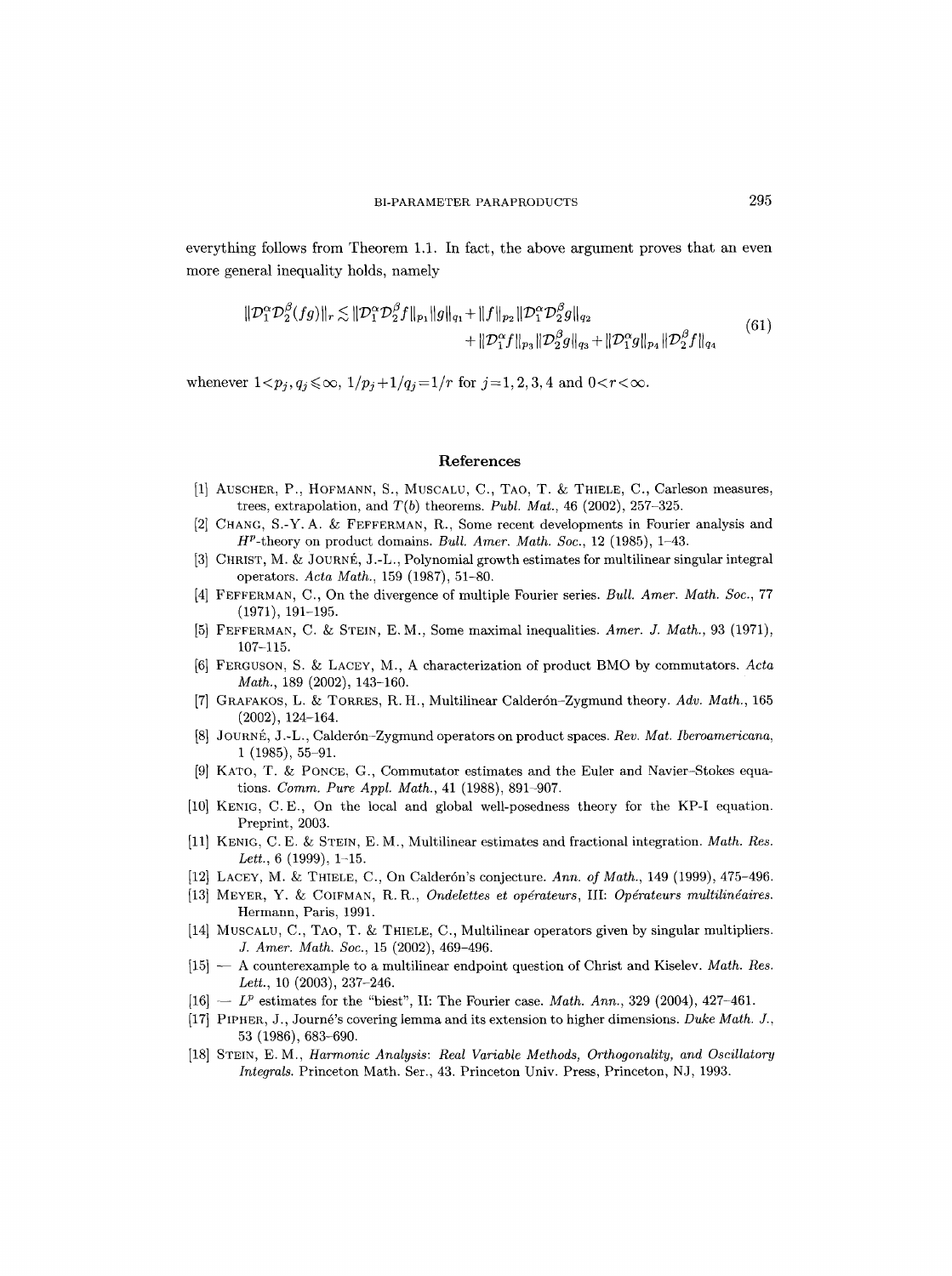everything follows from Theorem 1.1. In fact, the above argument proves that an even more general inequality holds, namely

$$\begin{aligned}\|\mathcal{D}_1^\alpha \mathcal{D}_2^\beta (fg)\|_r \lesssim \|\mathcal{D}_1^\alpha \mathcal{D}_2^\beta f\|_{p_1} \|g\|_{q_1} + \|f\|_{p_2} \|\mathcal{D}_1^\alpha \mathcal{D}_2^\beta g\|_{q_2} \\ + \|\mathcal{D}_1^\alpha f\|_{p_3} \|\mathcal{D}_2^\beta g\|_{q_3} + \|\mathcal{D}_1^\alpha g\|_{p_4} \|\mathcal{D}_2^\beta f\|_{q_4}\end{aligned} \tag{61}$$

whenever $1<p_j, q_j \leqslant \infty$, $1/p_j + 1/q_j = 1/r$ for $j=1,2,3,4$ and $0<r<\infty$.

## References

[1] Auscher, P., Hofmann, S., Muscalu, C., Tao, T. & Thiele, C., Carleson measures, trees, extrapolation, and $T(b)$ theorems. *Publ. Mat.*, 46 (2002), 257–325.

[2] Chang, S.-Y. A. & Fefferman, R., Some recent developments in Fourier analysis and $H^p$-theory on product domains. *Bull. Amer. Math. Soc.*, 12 (1985), 1–43.

[3] Christ, M. & Journé, J.-L., Polynomial growth estimates for multilinear singular integral operators. *Acta Math.*, 159 (1987), 51–80.

[4] Fefferman, C., On the divergence of multiple Fourier series. *Bull. Amer. Math. Soc.*, 77 (1971), 191–195.

[5] Fefferman, C. & Stein, E. M., Some maximal inequalities. *Amer. J. Math.*, 93 (1971), 107–115.

[6] Ferguson, S. & Lacey, M., A characterization of product BMO by commutators. *Acta Math.*, 189 (2002), 143–160.

[7] Grafakos, L. & Torres, R. H., Multilinear Calderón–Zygmund theory. *Adv. Math.*, 165 (2002), 124–164.

[8] Journé, J.-L., Calderón–Zygmund operators on product spaces. *Rev. Mat. Iberoamericana*, 1 (1985), 55–91.

[9] Kato, T. & Ponce, G., Commutator estimates and the Euler and Navier–Stokes equations. *Comm. Pure Appl. Math.*, 41 (1988), 891–907.

[10] Kenig, C. E., On the local and global well-posedness theory for the KP-I equation. Preprint, 2003.

[11] Kenig, C. E. & Stein, E. M., Multilinear estimates and fractional integration. *Math. Res. Lett.*, 6 (1999), 1–15.

[12] Lacey, M. & Thiele, C., On Calderón's conjecture. *Ann. of Math.*, 149 (1999), 475–496.

[13] Meyer, Y. & Coifman, R. R., *Ondelettes et opérateurs*, III: *Opérateurs multilinéaires*. Hermann, Paris, 1991.

[14] Muscalu, C., Tao, T. & Thiele, C., Multilinear operators given by singular multipliers. *J. Amer. Math. Soc.*, 15 (2002), 469–496.

[15] — A counterexample to a multilinear endpoint question of Christ and Kiselev. *Math. Res. Lett.*, 10 (2003), 237–246.

[16] — $L^p$ estimates for the "biest", II: The Fourier case. *Math. Ann.*, 329 (2004), 427–461.

[17] Pipher, J., Journé's covering lemma and its extension to higher dimensions. *Duke Math. J.*, 53 (1986), 683–690.

[18] Stein, E. M., *Harmonic Analysis: Real Variable Methods, Orthogonality, and Oscillatory Integrals*. Princeton Math. Ser., 43. Princeton Univ. Press, Princeton, NJ, 1993.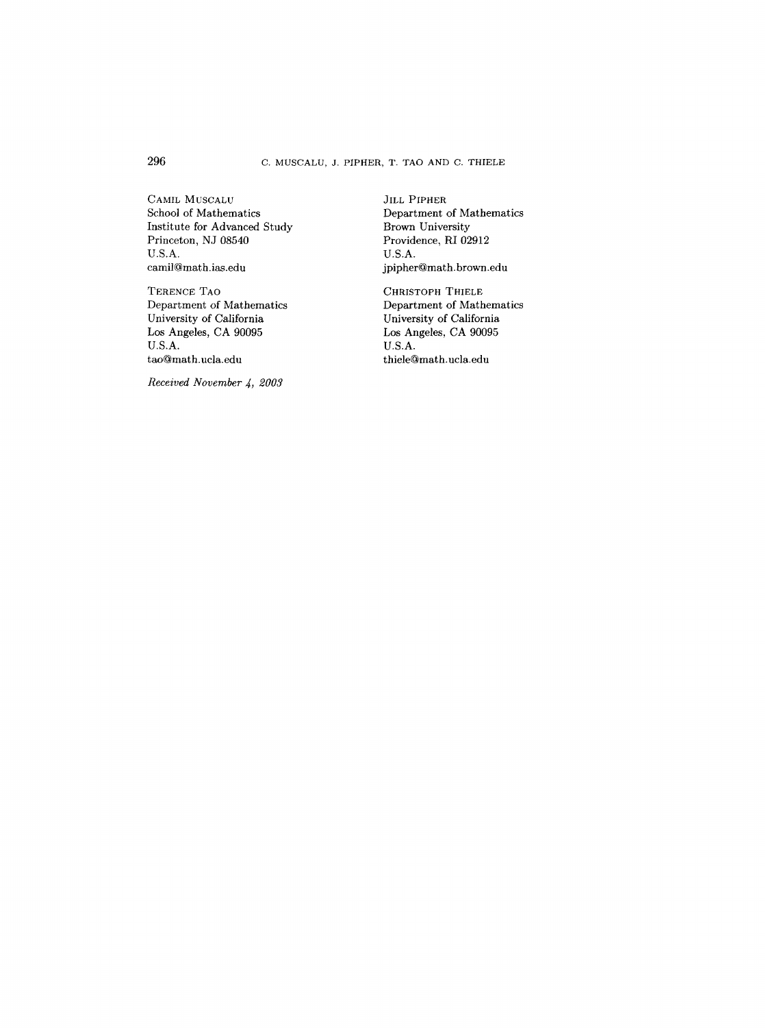Camil Muscalu
School of Mathematics
Institute for Advanced Study
Princeton, NJ 08540
U.S.A.
camil@math.ias.edu

Jill Pipher
Department of Mathematics
Brown University
Providence, RI 02912
U.S.A.
jpipher@math.brown.edu

Terence Tao
Department of Mathematics
University of California
Los Angeles, CA 90095
U.S.A.
tao@math.ucla.edu

Christoph Thiele
Department of Mathematics
University of California
Los Angeles, CA 90095
U.S.A.
thiele@math.ucla.edu

*Received November 4, 2003*